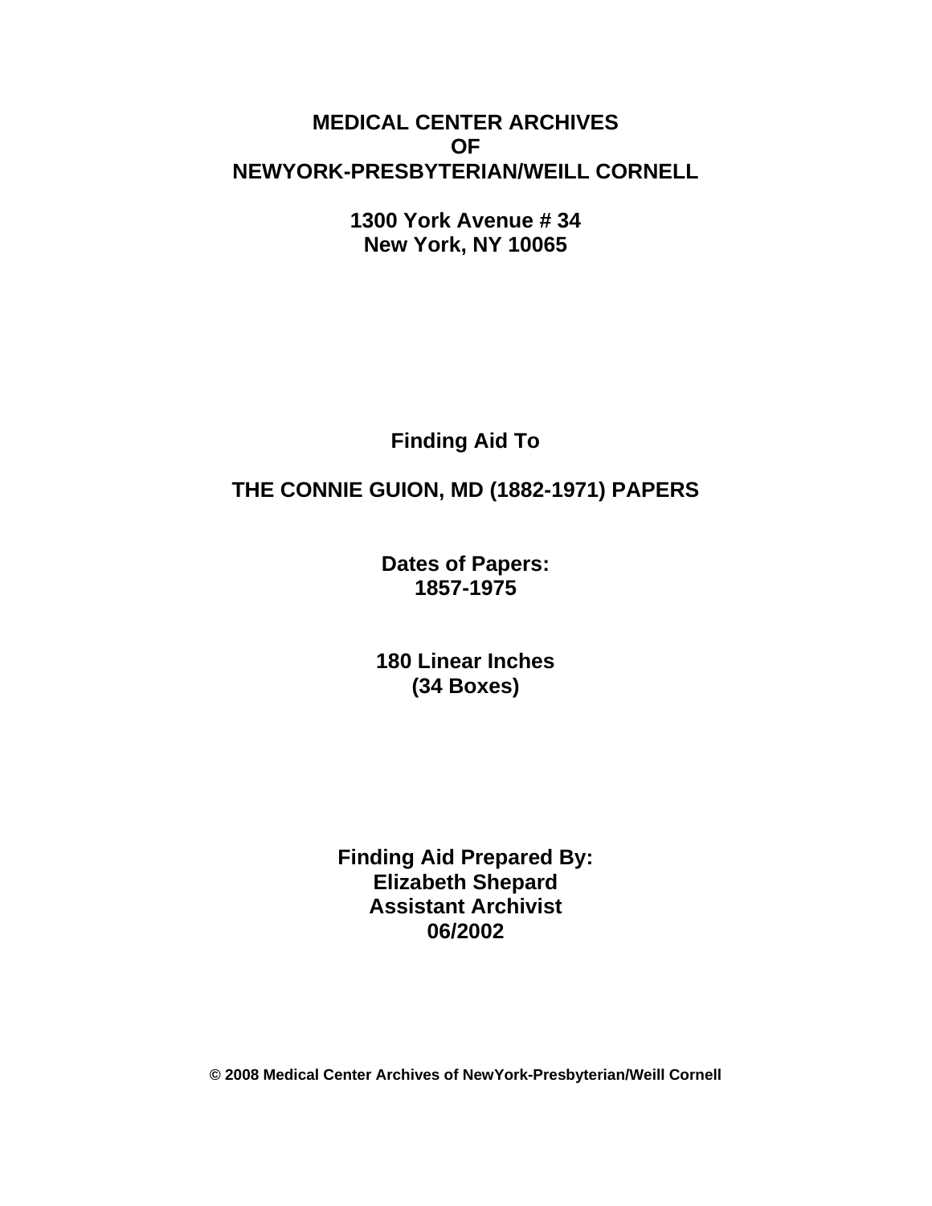# MEDICAL CENTER ARCHIVES OF NEWYORK-PRESBYTERIAN/WEILL CORNELL

**1300 York Avenue # 34**
**New York, NY 10065**

**Finding Aid To**

## THE CONNIE GUION, MD (1882-1971) PAPERS

**Dates of Papers:**
**1857-1975**

**180 Linear Inches**
**(34 Boxes)**

**Finding Aid Prepared By:**
**Elizabeth Shepard**
**Assistant Archivist**
**06/2002**

**© 2008 Medical Center Archives of NewYork-Presbyterian/Weill Cornell**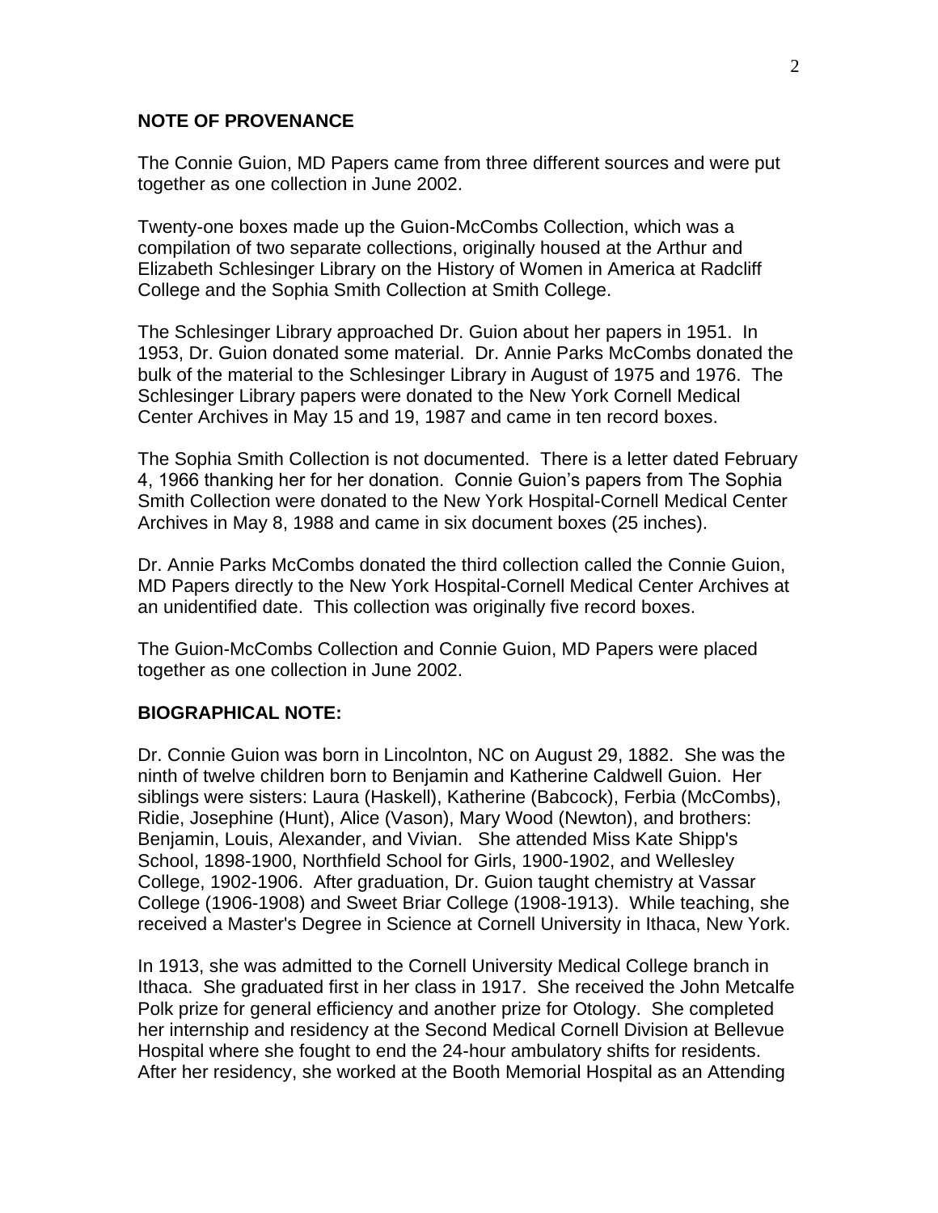**NOTE OF PROVENANCE**

The Connie Guion, MD Papers came from three different sources and were put together as one collection in June 2002.

Twenty-one boxes made up the Guion-McCombs Collection, which was a compilation of two separate collections, originally housed at the Arthur and Elizabeth Schlesinger Library on the History of Women in America at Radcliff College and the Sophia Smith Collection at Smith College.

The Schlesinger Library approached Dr. Guion about her papers in 1951. In 1953, Dr. Guion donated some material. Dr. Annie Parks McCombs donated the bulk of the material to the Schlesinger Library in August of 1975 and 1976. The Schlesinger Library papers were donated to the New York Cornell Medical Center Archives in May 15 and 19, 1987 and came in ten record boxes.

The Sophia Smith Collection is not documented. There is a letter dated February 4, 1966 thanking her for her donation. Connie Guion's papers from The Sophia Smith Collection were donated to the New York Hospital-Cornell Medical Center Archives in May 8, 1988 and came in six document boxes (25 inches).

Dr. Annie Parks McCombs donated the third collection called the Connie Guion, MD Papers directly to the New York Hospital-Cornell Medical Center Archives at an unidentified date. This collection was originally five record boxes.

The Guion-McCombs Collection and Connie Guion, MD Papers were placed together as one collection in June 2002.

**BIOGRAPHICAL NOTE:**

Dr. Connie Guion was born in Lincolnton, NC on August 29, 1882. She was the ninth of twelve children born to Benjamin and Katherine Caldwell Guion. Her siblings were sisters: Laura (Haskell), Katherine (Babcock), Ferbia (McCombs), Ridie, Josephine (Hunt), Alice (Vason), Mary Wood (Newton), and brothers: Benjamin, Louis, Alexander, and Vivian. She attended Miss Kate Shipp's School, 1898-1900, Northfield School for Girls, 1900-1902, and Wellesley College, 1902-1906. After graduation, Dr. Guion taught chemistry at Vassar College (1906-1908) and Sweet Briar College (1908-1913). While teaching, she received a Master's Degree in Science at Cornell University in Ithaca, New York.

In 1913, she was admitted to the Cornell University Medical College branch in Ithaca. She graduated first in her class in 1917. She received the John Metcalfe Polk prize for general efficiency and another prize for Otology. She completed her internship and residency at the Second Medical Cornell Division at Bellevue Hospital where she fought to end the 24-hour ambulatory shifts for residents. After her residency, she worked at the Booth Memorial Hospital as an Attending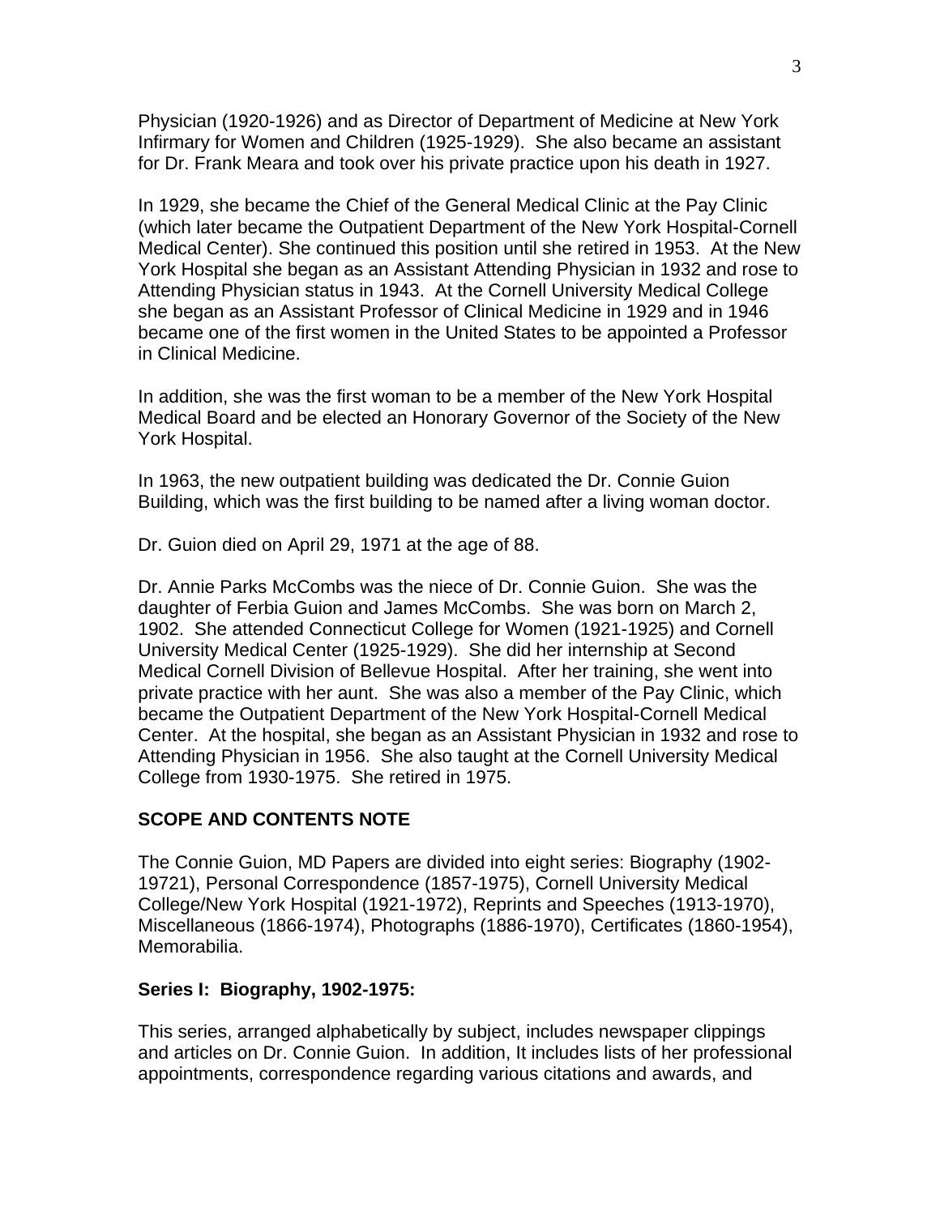Physician (1920-1926) and as Director of Department of Medicine at New York Infirmary for Women and Children (1925-1929). She also became an assistant for Dr. Frank Meara and took over his private practice upon his death in 1927.

In 1929, she became the Chief of the General Medical Clinic at the Pay Clinic (which later became the Outpatient Department of the New York Hospital-Cornell Medical Center). She continued this position until she retired in 1953. At the New York Hospital she began as an Assistant Attending Physician in 1932 and rose to Attending Physician status in 1943. At the Cornell University Medical College she began as an Assistant Professor of Clinical Medicine in 1929 and in 1946 became one of the first women in the United States to be appointed a Professor in Clinical Medicine.

In addition, she was the first woman to be a member of the New York Hospital Medical Board and be elected an Honorary Governor of the Society of the New York Hospital.

In 1963, the new outpatient building was dedicated the Dr. Connie Guion Building, which was the first building to be named after a living woman doctor.

Dr. Guion died on April 29, 1971 at the age of 88.

Dr. Annie Parks McCombs was the niece of Dr. Connie Guion. She was the daughter of Ferbia Guion and James McCombs. She was born on March 2, 1902. She attended Connecticut College for Women (1921-1925) and Cornell University Medical Center (1925-1929). She did her internship at Second Medical Cornell Division of Bellevue Hospital. After her training, she went into private practice with her aunt. She was also a member of the Pay Clinic, which became the Outpatient Department of the New York Hospital-Cornell Medical Center. At the hospital, she began as an Assistant Physician in 1932 and rose to Attending Physician in 1956. She also taught at the Cornell University Medical College from 1930-1975. She retired in 1975.

## SCOPE AND CONTENTS NOTE

The Connie Guion, MD Papers are divided into eight series: Biography (1902-19721), Personal Correspondence (1857-1975), Cornell University Medical College/New York Hospital (1921-1972), Reprints and Speeches (1913-1970), Miscellaneous (1866-1974), Photographs (1886-1970), Certificates (1860-1954), Memorabilia.

### Series I: Biography, 1902-1975:

This series, arranged alphabetically by subject, includes newspaper clippings and articles on Dr. Connie Guion. In addition, It includes lists of her professional appointments, correspondence regarding various citations and awards, and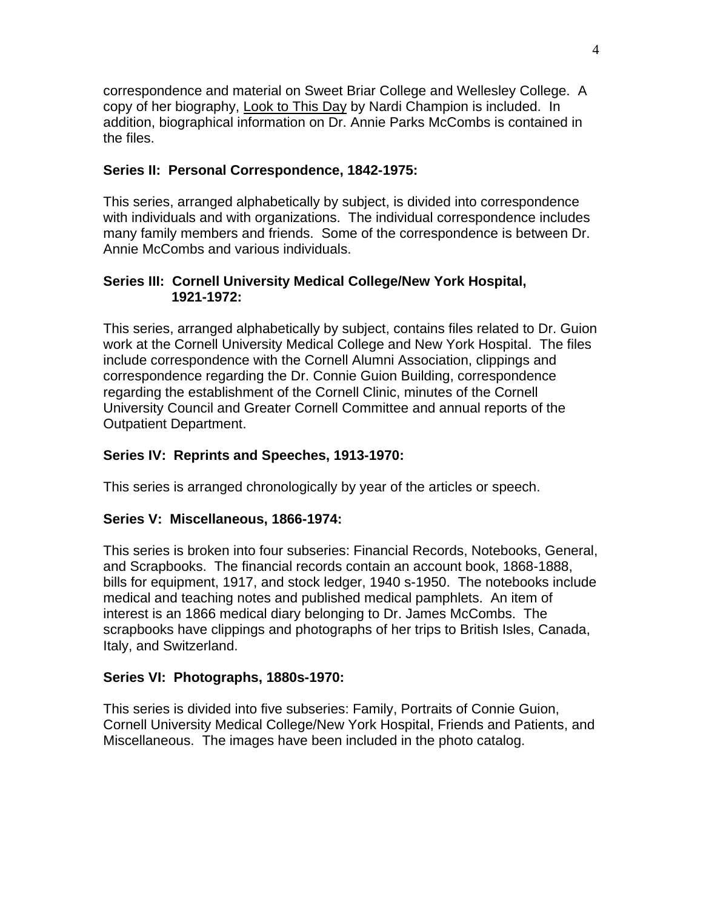correspondence and material on Sweet Briar College and Wellesley College. A copy of her biography, Look to This Day by Nardi Champion is included. In addition, biographical information on Dr. Annie Parks McCombs is contained in the files.

**Series II: Personal Correspondence, 1842-1975:**

This series, arranged alphabetically by subject, is divided into correspondence with individuals and with organizations. The individual correspondence includes many family members and friends. Some of the correspondence is between Dr. Annie McCombs and various individuals.

**Series III: Cornell University Medical College/New York Hospital, 1921-1972:**

This series, arranged alphabetically by subject, contains files related to Dr. Guion work at the Cornell University Medical College and New York Hospital. The files include correspondence with the Cornell Alumni Association, clippings and correspondence regarding the Dr. Connie Guion Building, correspondence regarding the establishment of the Cornell Clinic, minutes of the Cornell University Council and Greater Cornell Committee and annual reports of the Outpatient Department.

**Series IV: Reprints and Speeches, 1913-1970:**

This series is arranged chronologically by year of the articles or speech.

**Series V: Miscellaneous, 1866-1974:**

This series is broken into four subseries: Financial Records, Notebooks, General, and Scrapbooks. The financial records contain an account book, 1868-1888, bills for equipment, 1917, and stock ledger, 1940 s-1950. The notebooks include medical and teaching notes and published medical pamphlets. An item of interest is an 1866 medical diary belonging to Dr. James McCombs. The scrapbooks have clippings and photographs of her trips to British Isles, Canada, Italy, and Switzerland.

**Series VI: Photographs, 1880s-1970:**

This series is divided into five subseries: Family, Portraits of Connie Guion, Cornell University Medical College/New York Hospital, Friends and Patients, and Miscellaneous. The images have been included in the photo catalog.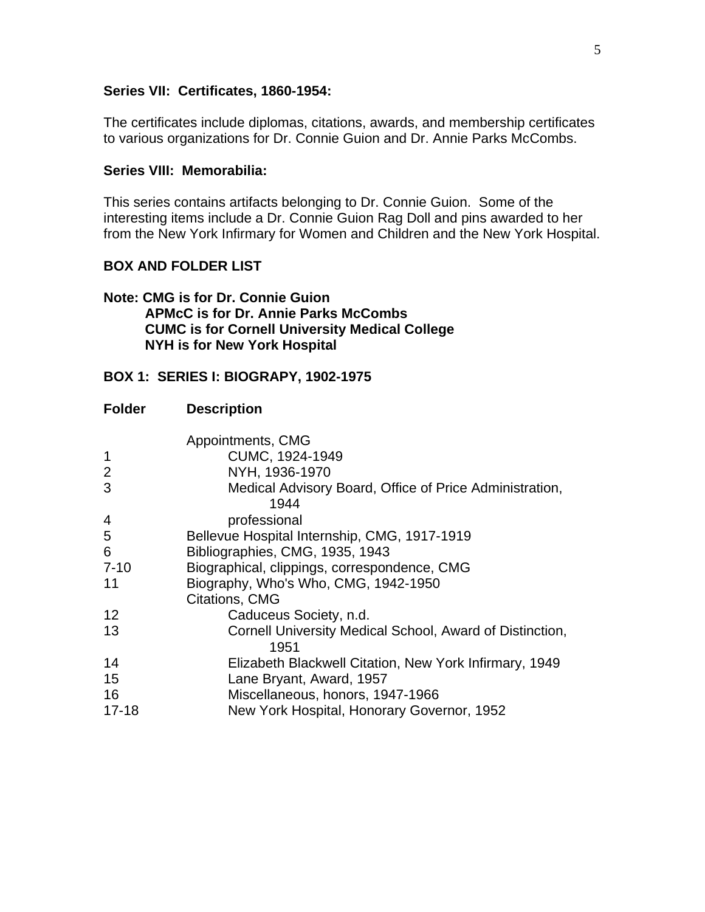**Series VII: Certificates, 1860-1954:**

The certificates include diplomas, citations, awards, and membership certificates to various organizations for Dr. Connie Guion and Dr. Annie Parks McCombs.

**Series VIII: Memorabilia:**

This series contains artifacts belonging to Dr. Connie Guion. Some of the interesting items include a Dr. Connie Guion Rag Doll and pins awarded to her from the New York Infirmary for Women and Children and the New York Hospital.

**BOX AND FOLDER LIST**

**Note: CMG is for Dr. Connie Guion**
**APMcC is for Dr. Annie Parks McCombs**
**CUMC is for Cornell University Medical College**
**NYH is for New York Hospital**

**BOX 1: SERIES I: BIOGRAPY, 1902-1975**

| Folder | Description |
|---|---|
| | Appointments, CMG |
| 1 | CUMC, 1924-1949 |
| 2 | NYH, 1936-1970 |
| 3 | Medical Advisory Board, Office of Price Administration, 1944 |
| 4 | professional |
| 5 | Bellevue Hospital Internship, CMG, 1917-1919 |
| 6 | Bibliographies, CMG, 1935, 1943 |
| 7-10 | Biographical, clippings, correspondence, CMG |
| 11 | Biography, Who's Who, CMG, 1942-1950 |
| | Citations, CMG |
| 12 | Caduceus Society, n.d. |
| 13 | Cornell University Medical School, Award of Distinction, 1951 |
| 14 | Elizabeth Blackwell Citation, New York Infirmary, 1949 |
| 15 | Lane Bryant, Award, 1957 |
| 16 | Miscellaneous, honors, 1947-1966 |
| 17-18 | New York Hospital, Honorary Governor, 1952 |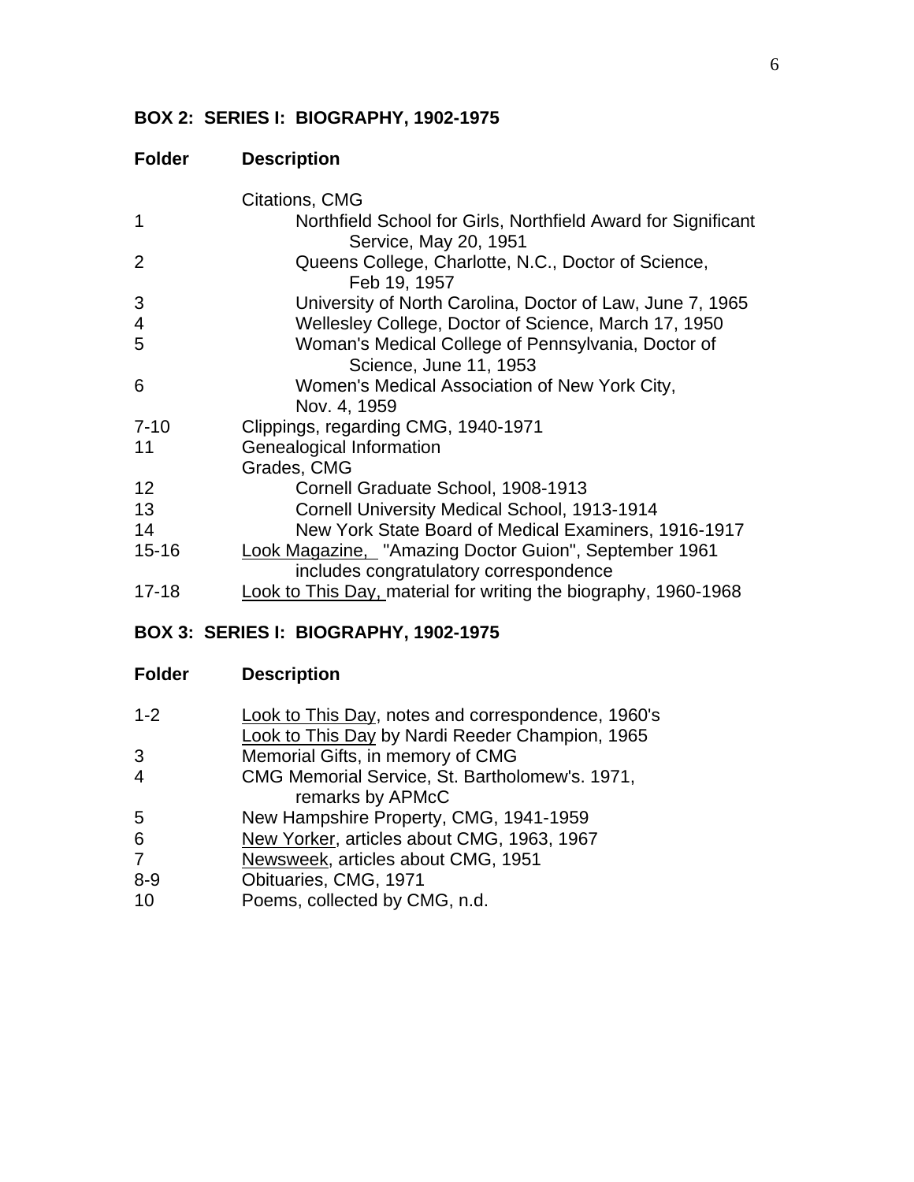## BOX 2: SERIES I: BIOGRAPHY, 1902-1975

| Folder | Description |
|---|---|
| | Citations, CMG |
| 1 | Northfield School for Girls, Northfield Award for Significant Service, May 20, 1951 |
| 2 | Queens College, Charlotte, N.C., Doctor of Science, Feb 19, 1957 |
| 3 | University of North Carolina, Doctor of Law, June 7, 1965 |
| 4 | Wellesley College, Doctor of Science, March 17, 1950 |
| 5 | Woman's Medical College of Pennsylvania, Doctor of Science, June 11, 1953 |
| 6 | Women's Medical Association of New York City, Nov. 4, 1959 |
| 7-10 | Clippings, regarding CMG, 1940-1971 |
| 11 | Genealogical Information |
| | Grades, CMG |
| 12 | Cornell Graduate School, 1908-1913 |
| 13 | Cornell University Medical School, 1913-1914 |
| 14 | New York State Board of Medical Examiners, 1916-1917 |
| 15-16 | Look Magazine, "Amazing Doctor Guion", September 1961 includes congratulatory correspondence |
| 17-18 | Look to This Day, material for writing the biography, 1960-1968 |

## BOX 3: SERIES I: BIOGRAPHY, 1902-1975

| Folder | Description |
|---|---|
| 1-2 | Look to This Day, notes and correspondence, 1960's |
| | Look to This Day by Nardi Reeder Champion, 1965 |
| 3 | Memorial Gifts, in memory of CMG |
| 4 | CMG Memorial Service, St. Bartholomew's. 1971, remarks by APMcC |
| 5 | New Hampshire Property, CMG, 1941-1959 |
| 6 | New Yorker, articles about CMG, 1963, 1967 |
| 7 | Newsweek, articles about CMG, 1951 |
| 8-9 | Obituaries, CMG, 1971 |
| 10 | Poems, collected by CMG, n.d. |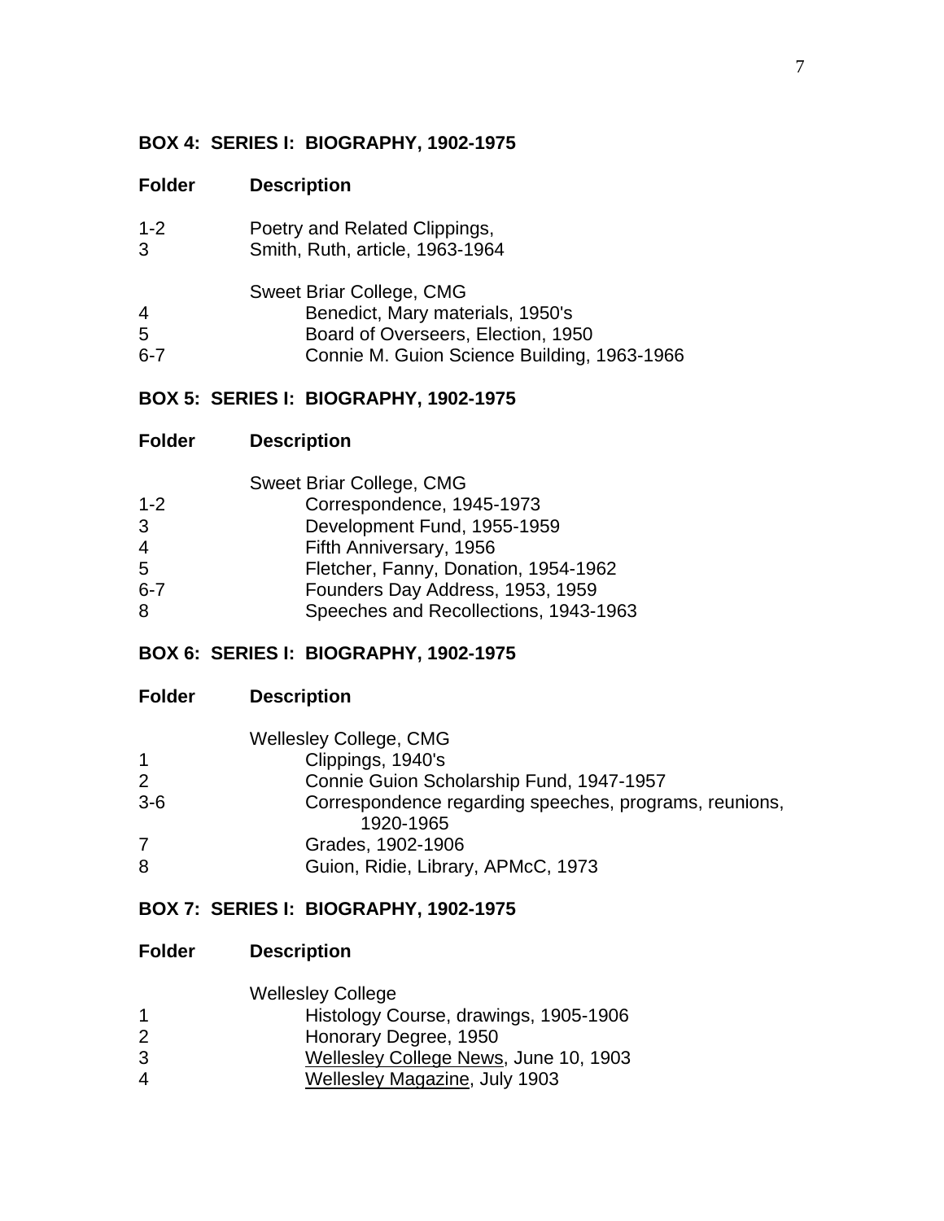**BOX 4: SERIES I: BIOGRAPHY, 1902-1975**

| Folder | Description |
|---|---|
| 1-2 | Poetry and Related Clippings, |
| 3 | Smith, Ruth, article, 1963-1964 |
| | Sweet Briar College, CMG |
| 4 | Benedict, Mary materials, 1950's |
| 5 | Board of Overseers, Election, 1950 |
| 6-7 | Connie M. Guion Science Building, 1963-1966 |

**BOX 5: SERIES I: BIOGRAPHY, 1902-1975**

| Folder | Description |
|---|---|
| | Sweet Briar College, CMG |
| 1-2 | Correspondence, 1945-1973 |
| 3 | Development Fund, 1955-1959 |
| 4 | Fifth Anniversary, 1956 |
| 5 | Fletcher, Fanny, Donation, 1954-1962 |
| 6-7 | Founders Day Address, 1953, 1959 |
| 8 | Speeches and Recollections, 1943-1963 |

**BOX 6: SERIES I: BIOGRAPHY, 1902-1975**

| Folder | Description |
|---|---|
| | Wellesley College, CMG |
| 1 | Clippings, 1940's |
| 2 | Connie Guion Scholarship Fund, 1947-1957 |
| 3-6 | Correspondence regarding speeches, programs, reunions, 1920-1965 |
| 7 | Grades, 1902-1906 |
| 8 | Guion, Ridie, Library, APMcC, 1973 |

**BOX 7: SERIES I: BIOGRAPHY, 1902-1975**

| Folder | Description |
|---|---|
| | Wellesley College |
| 1 | Histology Course, drawings, 1905-1906 |
| 2 | Honorary Degree, 1950 |
| 3 | Wellesley College News, June 10, 1903 |
| 4 | Wellesley Magazine, July 1903 |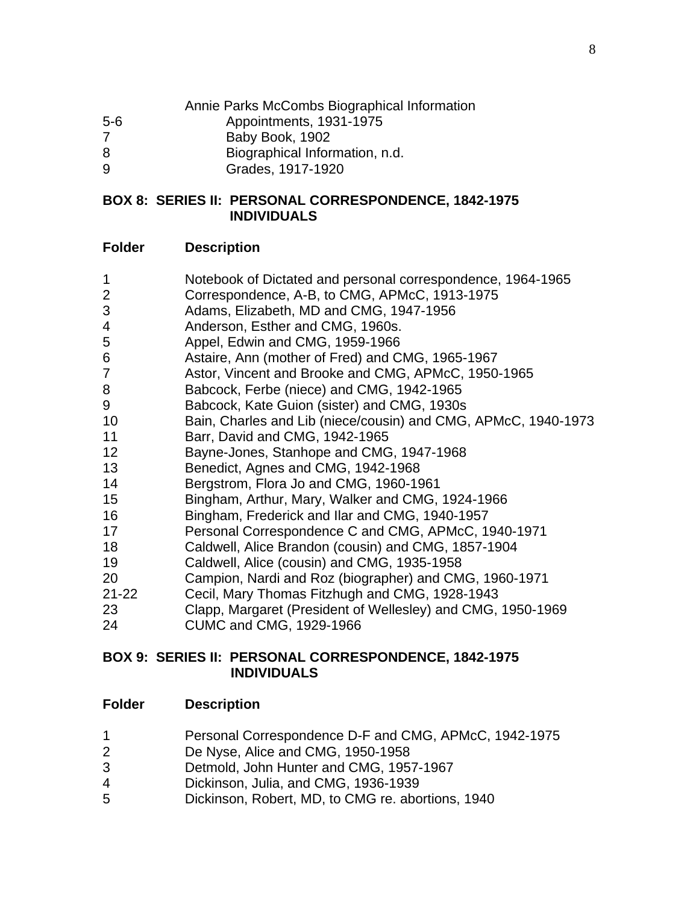| | Annie Parks McCombs Biographical Information |
|---|---|
| 5-6 | Appointments, 1931-1975 |
| 7 | Baby Book, 1902 |
| 8 | Biographical Information, n.d. |
| 9 | Grades, 1917-1920 |

**BOX 8: SERIES II: PERSONAL CORRESPONDENCE, 1842-1975**
**INDIVIDUALS**

| Folder | Description |
|---|---|
| 1 | Notebook of Dictated and personal correspondence, 1964-1965 |
| 2 | Correspondence, A-B, to CMG, APMcC, 1913-1975 |
| 3 | Adams, Elizabeth, MD and CMG, 1947-1956 |
| 4 | Anderson, Esther and CMG, 1960s. |
| 5 | Appel, Edwin and CMG, 1959-1966 |
| 6 | Astaire, Ann (mother of Fred) and CMG, 1965-1967 |
| 7 | Astor, Vincent and Brooke and CMG, APMcC, 1950-1965 |
| 8 | Babcock, Ferbe (niece) and CMG, 1942-1965 |
| 9 | Babcock, Kate Guion (sister) and CMG, 1930s |
| 10 | Bain, Charles and Lib (niece/cousin) and CMG, APMcC, 1940-1973 |
| 11 | Barr, David and CMG, 1942-1965 |
| 12 | Bayne-Jones, Stanhope and CMG, 1947-1968 |
| 13 | Benedict, Agnes and CMG, 1942-1968 |
| 14 | Bergstrom, Flora Jo and CMG, 1960-1961 |
| 15 | Bingham, Arthur, Mary, Walker and CMG, 1924-1966 |
| 16 | Bingham, Frederick and Ilar and CMG, 1940-1957 |
| 17 | Personal Correspondence C and CMG, APMcC, 1940-1971 |
| 18 | Caldwell, Alice Brandon (cousin) and CMG, 1857-1904 |
| 19 | Caldwell, Alice (cousin) and CMG, 1935-1958 |
| 20 | Campion, Nardi and Roz (biographer) and CMG, 1960-1971 |
| 21-22 | Cecil, Mary Thomas Fitzhugh and CMG, 1928-1943 |
| 23 | Clapp, Margaret (President of Wellesley) and CMG, 1950-1969 |
| 24 | CUMC and CMG, 1929-1966 |

**BOX 9: SERIES II: PERSONAL CORRESPONDENCE, 1842-1975**
**INDIVIDUALS**

| Folder | Description |
|---|---|
| 1 | Personal Correspondence D-F and CMG, APMcC, 1942-1975 |
| 2 | De Nyse, Alice and CMG, 1950-1958 |
| 3 | Detmold, John Hunter and CMG, 1957-1967 |
| 4 | Dickinson, Julia, and CMG, 1936-1939 |
| 5 | Dickinson, Robert, MD, to CMG re. abortions, 1940 |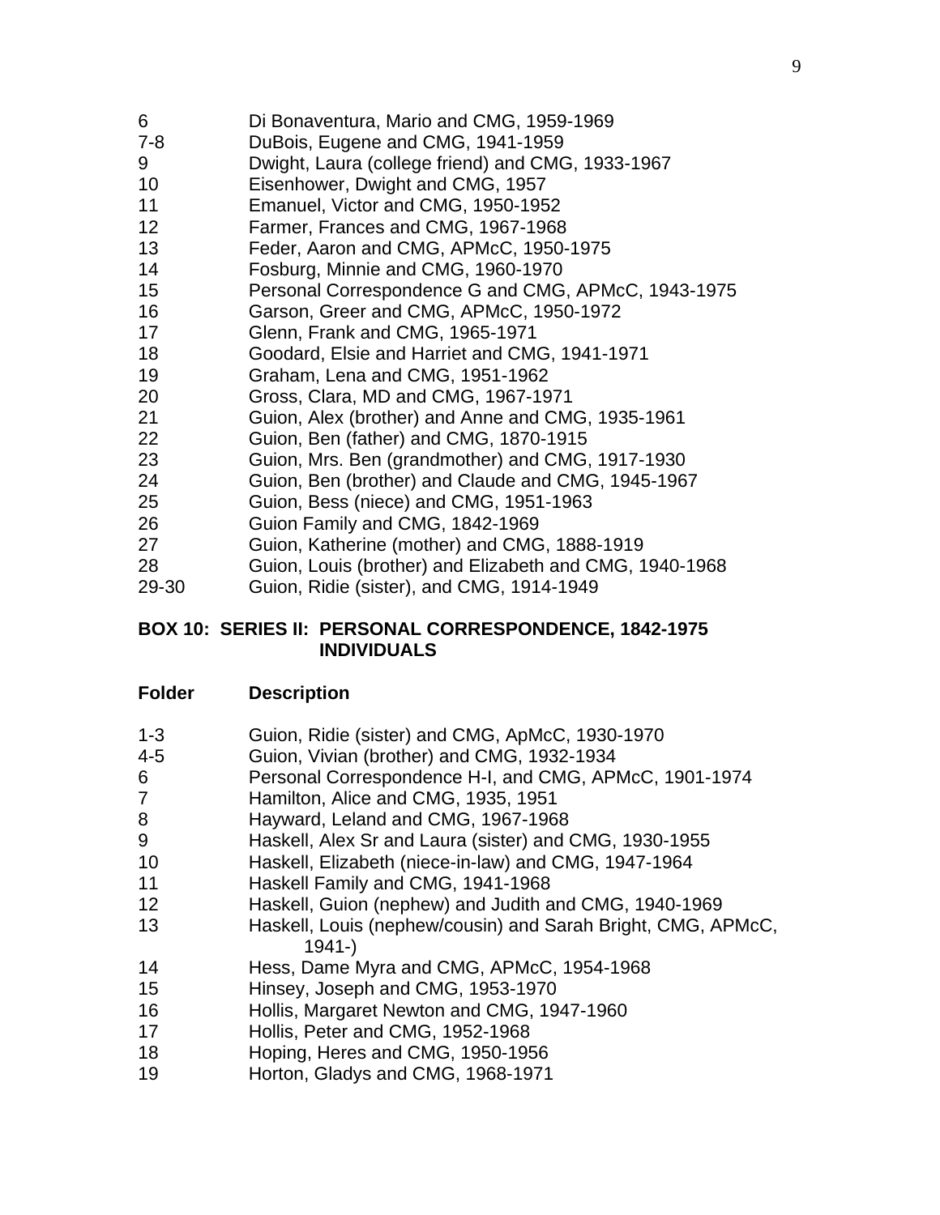| | |
|---|---|
| 6 | Di Bonaventura, Mario and CMG, 1959-1969 |
| 7-8 | DuBois, Eugene and CMG, 1941-1959 |
| 9 | Dwight, Laura (college friend) and CMG, 1933-1967 |
| 10 | Eisenhower, Dwight and CMG, 1957 |
| 11 | Emanuel, Victor and CMG, 1950-1952 |
| 12 | Farmer, Frances and CMG, 1967-1968 |
| 13 | Feder, Aaron and CMG, APMcC, 1950-1975 |
| 14 | Fosburg, Minnie and CMG, 1960-1970 |
| 15 | Personal Correspondence G and CMG, APMcC, 1943-1975 |
| 16 | Garson, Greer and CMG, APMcC, 1950-1972 |
| 17 | Glenn, Frank and CMG, 1965-1971 |
| 18 | Goodard, Elsie and Harriet and CMG, 1941-1971 |
| 19 | Graham, Lena and CMG, 1951-1962 |
| 20 | Gross, Clara, MD and CMG, 1967-1971 |
| 21 | Guion, Alex (brother) and Anne and CMG, 1935-1961 |
| 22 | Guion, Ben (father) and CMG, 1870-1915 |
| 23 | Guion, Mrs. Ben (grandmother) and CMG, 1917-1930 |
| 24 | Guion, Ben (brother) and Claude and CMG, 1945-1967 |
| 25 | Guion, Bess (niece) and CMG, 1951-1963 |
| 26 | Guion Family and CMG, 1842-1969 |
| 27 | Guion, Katherine (mother) and CMG, 1888-1919 |
| 28 | Guion, Louis (brother) and Elizabeth and CMG, 1940-1968 |
| 29-30 | Guion, Ridie (sister), and CMG, 1914-1949 |

**BOX 10: SERIES II: PERSONAL CORRESPONDENCE, 1842-1975 INDIVIDUALS**

| Folder | Description |
|---|---|
| 1-3 | Guion, Ridie (sister) and CMG, ApMcC, 1930-1970 |
| 4-5 | Guion, Vivian (brother) and CMG, 1932-1934 |
| 6 | Personal Correspondence H-I, and CMG, APMcC, 1901-1974 |
| 7 | Hamilton, Alice and CMG, 1935, 1951 |
| 8 | Hayward, Leland and CMG, 1967-1968 |
| 9 | Haskell, Alex Sr and Laura (sister) and CMG, 1930-1955 |
| 10 | Haskell, Elizabeth (niece-in-law) and CMG, 1947-1964 |
| 11 | Haskell Family and CMG, 1941-1968 |
| 12 | Haskell, Guion (nephew) and Judith and CMG, 1940-1969 |
| 13 | Haskell, Louis (nephew/cousin) and Sarah Bright, CMG, APMcC, 1941-) |
| 14 | Hess, Dame Myra and CMG, APMcC, 1954-1968 |
| 15 | Hinsey, Joseph and CMG, 1953-1970 |
| 16 | Hollis, Margaret Newton and CMG, 1947-1960 |
| 17 | Hollis, Peter and CMG, 1952-1968 |
| 18 | Hoping, Heres and CMG, 1950-1956 |
| 19 | Horton, Gladys and CMG, 1968-1971 |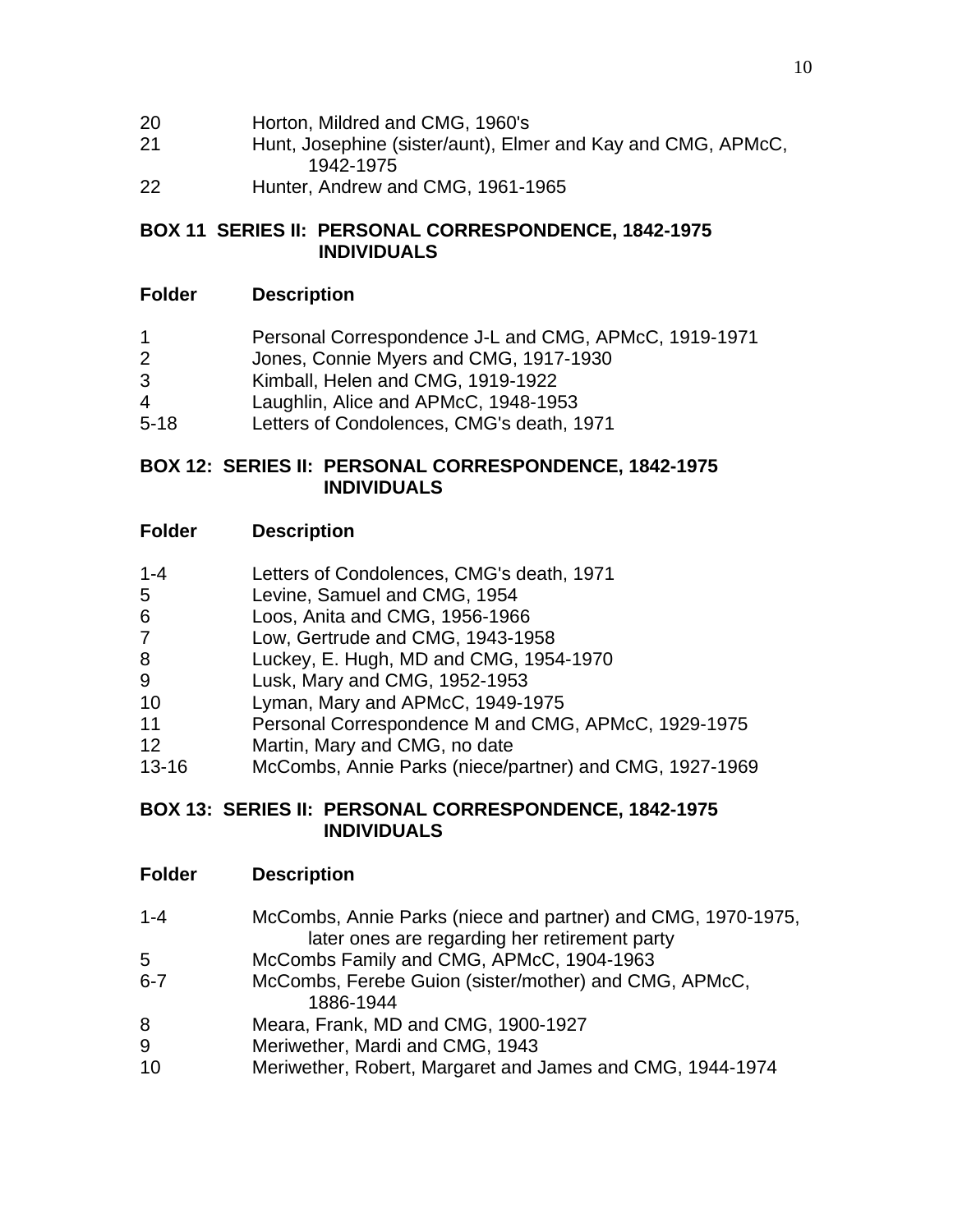| | |
|---|---|
| 20 | Horton, Mildred and CMG, 1960's |
| 21 | Hunt, Josephine (sister/aunt), Elmer and Kay and CMG, APMcC, 1942-1975 |
| 22 | Hunter, Andrew and CMG, 1961-1965 |

**BOX 11 SERIES II: PERSONAL CORRESPONDENCE, 1842-1975**
**INDIVIDUALS**

| Folder | Description |
|---|---|
| 1 | Personal Correspondence J-L and CMG, APMcC, 1919-1971 |
| 2 | Jones, Connie Myers and CMG, 1917-1930 |
| 3 | Kimball, Helen and CMG, 1919-1922 |
| 4 | Laughlin, Alice and APMcC, 1948-1953 |
| 5-18 | Letters of Condolences, CMG's death, 1971 |

**BOX 12: SERIES II: PERSONAL CORRESPONDENCE, 1842-1975**
**INDIVIDUALS**

| Folder | Description |
|---|---|
| 1-4 | Letters of Condolences, CMG's death, 1971 |
| 5 | Levine, Samuel and CMG, 1954 |
| 6 | Loos, Anita and CMG, 1956-1966 |
| 7 | Low, Gertrude and CMG, 1943-1958 |
| 8 | Luckey, E. Hugh, MD and CMG, 1954-1970 |
| 9 | Lusk, Mary and CMG, 1952-1953 |
| 10 | Lyman, Mary and APMcC, 1949-1975 |
| 11 | Personal Correspondence M and CMG, APMcC, 1929-1975 |
| 12 | Martin, Mary and CMG, no date |
| 13-16 | McCombs, Annie Parks (niece/partner) and CMG, 1927-1969 |

**BOX 13: SERIES II: PERSONAL CORRESPONDENCE, 1842-1975**
**INDIVIDUALS**

| Folder | Description |
|---|---|
| 1-4 | McCombs, Annie Parks (niece and partner) and CMG, 1970-1975, later ones are regarding her retirement party |
| 5 | McCombs Family and CMG, APMcC, 1904-1963 |
| 6-7 | McCombs, Ferebe Guion (sister/mother) and CMG, APMcC, 1886-1944 |
| 8 | Meara, Frank, MD and CMG, 1900-1927 |
| 9 | Meriwether, Mardi and CMG, 1943 |
| 10 | Meriwether, Robert, Margaret and James and CMG, 1944-1974 |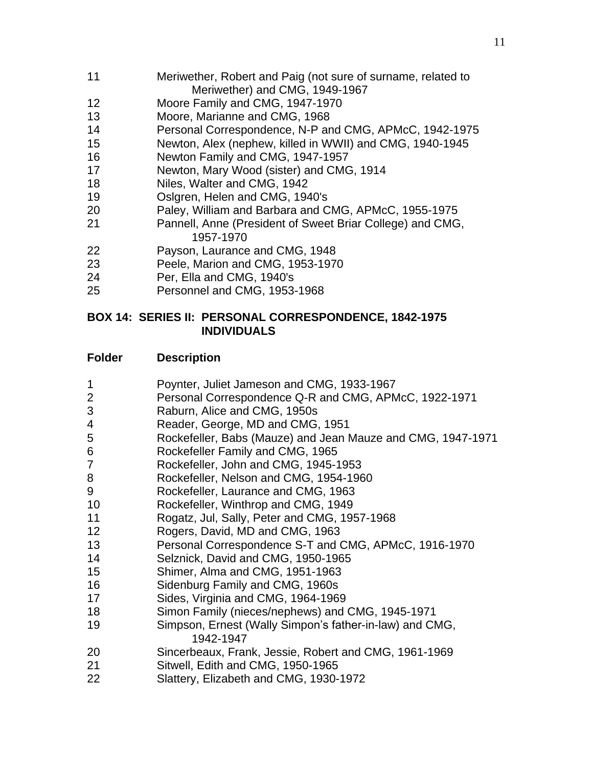| Folder | Description |
|---|---|
| 11 | Meriwether, Robert and Paig (not sure of surname, related to Meriwether) and CMG, 1949-1967 |
| 12 | Moore Family and CMG, 1947-1970 |
| 13 | Moore, Marianne and CMG, 1968 |
| 14 | Personal Correspondence, N-P and CMG, APMcC, 1942-1975 |
| 15 | Newton, Alex (nephew, killed in WWII) and CMG, 1940-1945 |
| 16 | Newton Family and CMG, 1947-1957 |
| 17 | Newton, Mary Wood (sister) and CMG, 1914 |
| 18 | Niles, Walter and CMG, 1942 |
| 19 | Oslgren, Helen and CMG, 1940's |
| 20 | Paley, William and Barbara and CMG, APMcC, 1955-1975 |
| 21 | Pannell, Anne (President of Sweet Briar College) and CMG, 1957-1970 |
| 22 | Payson, Laurance and CMG, 1948 |
| 23 | Peele, Marion and CMG, 1953-1970 |
| 24 | Per, Ella and CMG, 1940's |
| 25 | Personnel and CMG, 1953-1968 |

**BOX 14: SERIES II: PERSONAL CORRESPONDENCE, 1842-1975 INDIVIDUALS**

| Folder | Description |
|---|---|
| 1 | Poynter, Juliet Jameson and CMG, 1933-1967 |
| 2 | Personal Correspondence Q-R and CMG, APMcC, 1922-1971 |
| 3 | Raburn, Alice and CMG, 1950s |
| 4 | Reader, George, MD and CMG, 1951 |
| 5 | Rockefeller, Babs (Mauze) and Jean Mauze and CMG, 1947-1971 |
| 6 | Rockefeller Family and CMG, 1965 |
| 7 | Rockefeller, John and CMG, 1945-1953 |
| 8 | Rockefeller, Nelson and CMG, 1954-1960 |
| 9 | Rockefeller, Laurance and CMG, 1963 |
| 10 | Rockefeller, Winthrop and CMG, 1949 |
| 11 | Rogatz, Jul, Sally, Peter and CMG, 1957-1968 |
| 12 | Rogers, David, MD and CMG, 1963 |
| 13 | Personal Correspondence S-T and CMG, APMcC, 1916-1970 |
| 14 | Selznick, David and CMG, 1950-1965 |
| 15 | Shimer, Alma and CMG, 1951-1963 |
| 16 | Sidenburg Family and CMG, 1960s |
| 17 | Sides, Virginia and CMG, 1964-1969 |
| 18 | Simon Family (nieces/nephews) and CMG, 1945-1971 |
| 19 | Simpson, Ernest (Wally Simpon's father-in-law) and CMG, 1942-1947 |
| 20 | Sincerbeaux, Frank, Jessie, Robert and CMG, 1961-1969 |
| 21 | Sitwell, Edith and CMG, 1950-1965 |
| 22 | Slattery, Elizabeth and CMG, 1930-1972 |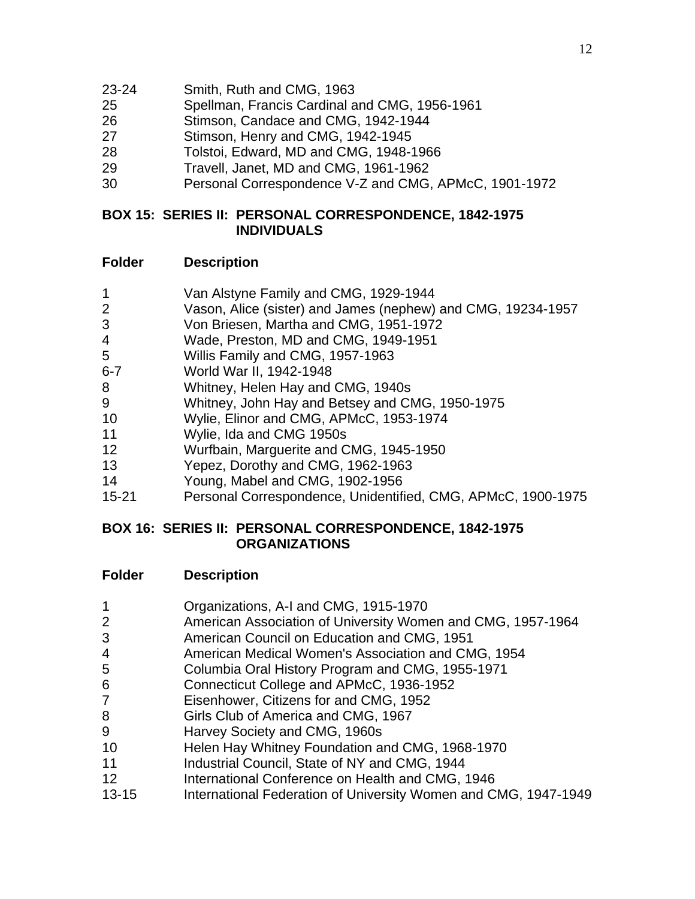| | |
|---|---|
| 23-24 | Smith, Ruth and CMG, 1963 |
| 25 | Spellman, Francis Cardinal and CMG, 1956-1961 |
| 26 | Stimson, Candace and CMG, 1942-1944 |
| 27 | Stimson, Henry and CMG, 1942-1945 |
| 28 | Tolstoi, Edward, MD and CMG, 1948-1966 |
| 29 | Travell, Janet, MD and CMG, 1961-1962 |
| 30 | Personal Correspondence V-Z and CMG, APMcC, 1901-1972 |

**BOX 15: SERIES II: PERSONAL CORRESPONDENCE, 1842-1975 INDIVIDUALS**

| Folder | Description |
|---|---|
| 1 | Van Alstyne Family and CMG, 1929-1944 |
| 2 | Vason, Alice (sister) and James (nephew) and CMG, 19234-1957 |
| 3 | Von Briesen, Martha and CMG, 1951-1972 |
| 4 | Wade, Preston, MD and CMG, 1949-1951 |
| 5 | Willis Family and CMG, 1957-1963 |
| 6-7 | World War II, 1942-1948 |
| 8 | Whitney, Helen Hay and CMG, 1940s |
| 9 | Whitney, John Hay and Betsey and CMG, 1950-1975 |
| 10 | Wylie, Elinor and CMG, APMcC, 1953-1974 |
| 11 | Wylie, Ida and CMG 1950s |
| 12 | Wurfbain, Marguerite and CMG, 1945-1950 |
| 13 | Yepez, Dorothy and CMG, 1962-1963 |
| 14 | Young, Mabel and CMG, 1902-1956 |
| 15-21 | Personal Correspondence, Unidentified, CMG, APMcC, 1900-1975 |

**BOX 16: SERIES II: PERSONAL CORRESPONDENCE, 1842-1975 ORGANIZATIONS**

| Folder | Description |
|---|---|
| 1 | Organizations, A-I and CMG, 1915-1970 |
| 2 | American Association of University Women and CMG, 1957-1964 |
| 3 | American Council on Education and CMG, 1951 |
| 4 | American Medical Women's Association and CMG, 1954 |
| 5 | Columbia Oral History Program and CMG, 1955-1971 |
| 6 | Connecticut College and APMcC, 1936-1952 |
| 7 | Eisenhower, Citizens for and CMG, 1952 |
| 8 | Girls Club of America and CMG, 1967 |
| 9 | Harvey Society and CMG, 1960s |
| 10 | Helen Hay Whitney Foundation and CMG, 1968-1970 |
| 11 | Industrial Council, State of NY and CMG, 1944 |
| 12 | International Conference on Health and CMG, 1946 |
| 13-15 | International Federation of University Women and CMG, 1947-1949 |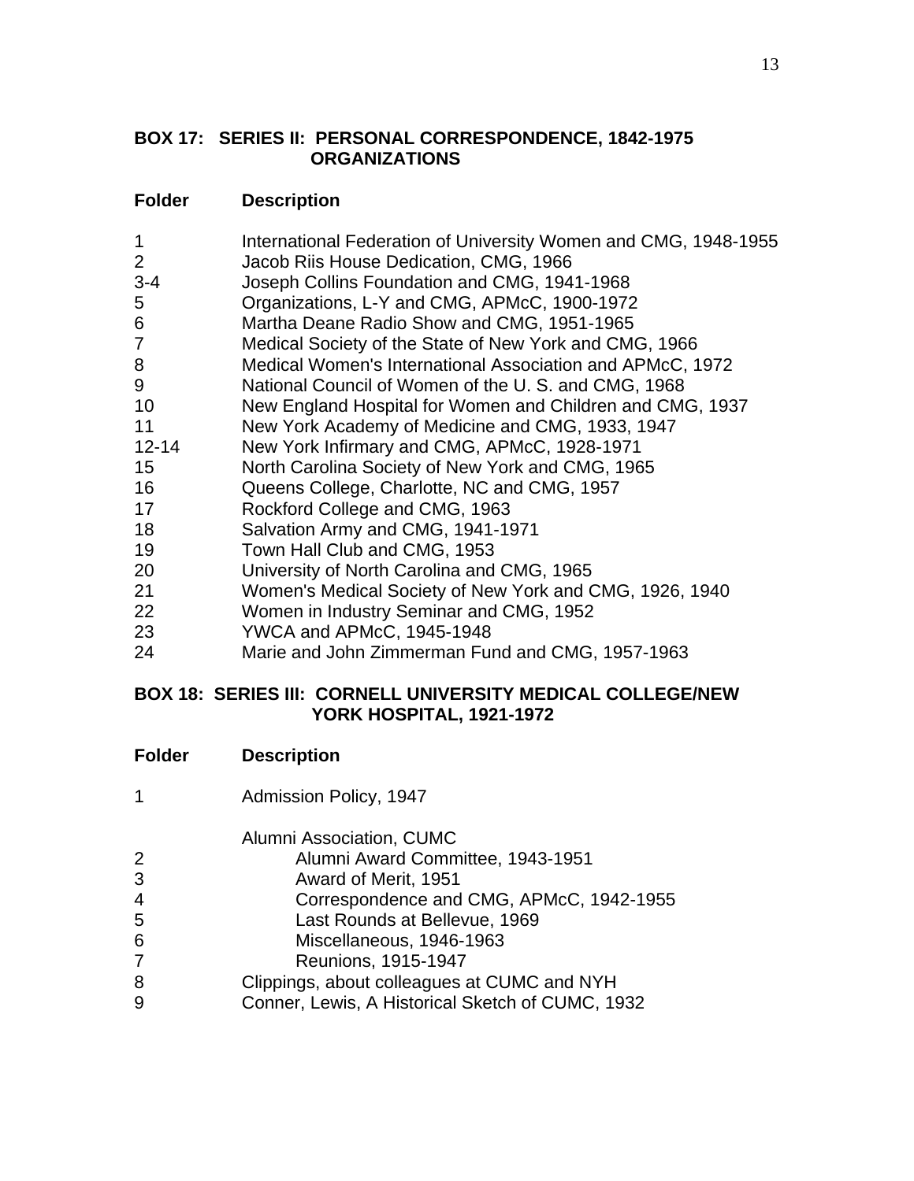## BOX 17: SERIES II: PERSONAL CORRESPONDENCE, 1842-1975 ORGANIZATIONS

| Folder | Description |
|---|---|
| 1 | International Federation of University Women and CMG, 1948-1955 |
| 2 | Jacob Riis House Dedication, CMG, 1966 |
| 3-4 | Joseph Collins Foundation and CMG, 1941-1968 |
| 5 | Organizations, L-Y and CMG, APMcC, 1900-1972 |
| 6 | Martha Deane Radio Show and CMG, 1951-1965 |
| 7 | Medical Society of the State of New York and CMG, 1966 |
| 8 | Medical Women's International Association and APMcC, 1972 |
| 9 | National Council of Women of the U. S. and CMG, 1968 |
| 10 | New England Hospital for Women and Children and CMG, 1937 |
| 11 | New York Academy of Medicine and CMG, 1933, 1947 |
| 12-14 | New York Infirmary and CMG, APMcC, 1928-1971 |
| 15 | North Carolina Society of New York and CMG, 1965 |
| 16 | Queens College, Charlotte, NC and CMG, 1957 |
| 17 | Rockford College and CMG, 1963 |
| 18 | Salvation Army and CMG, 1941-1971 |
| 19 | Town Hall Club and CMG, 1953 |
| 20 | University of North Carolina and CMG, 1965 |
| 21 | Women's Medical Society of New York and CMG, 1926, 1940 |
| 22 | Women in Industry Seminar and CMG, 1952 |
| 23 | YWCA and APMcC, 1945-1948 |
| 24 | Marie and John Zimmerman Fund and CMG, 1957-1963 |

## BOX 18: SERIES III: CORNELL UNIVERSITY MEDICAL COLLEGE/NEW YORK HOSPITAL, 1921-1972

| Folder | Description |
|---|---|
| 1 | Admission Policy, 1947 |
| | Alumni Association, CUMC |
| 2 | Alumni Award Committee, 1943-1951 |
| 3 | Award of Merit, 1951 |
| 4 | Correspondence and CMG, APMcC, 1942-1955 |
| 5 | Last Rounds at Bellevue, 1969 |
| 6 | Miscellaneous, 1946-1963 |
| 7 | Reunions, 1915-1947 |
| 8 | Clippings, about colleagues at CUMC and NYH |
| 9 | Conner, Lewis, A Historical Sketch of CUMC, 1932 |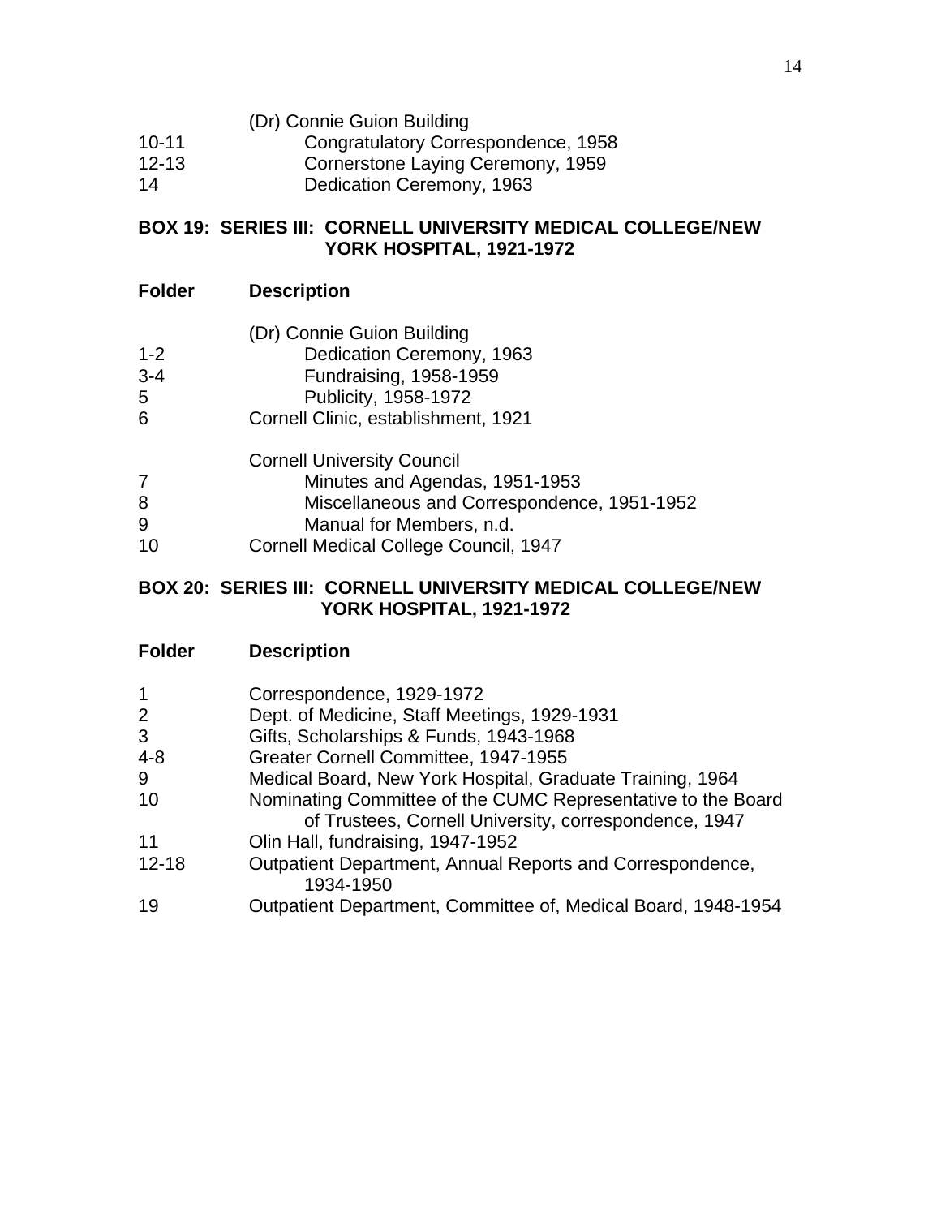| Folder | Description |
|---|---|
| | (Dr) Connie Guion Building |
| 10-11 | Congratulatory Correspondence, 1958 |
| 12-13 | Cornerstone Laying Ceremony, 1959 |
| 14 | Dedication Ceremony, 1963 |

**BOX 19: SERIES III: CORNELL UNIVERSITY MEDICAL COLLEGE/NEW YORK HOSPITAL, 1921-1972**

| Folder | Description |
|---|---|
| | (Dr) Connie Guion Building |
| 1-2 | Dedication Ceremony, 1963 |
| 3-4 | Fundraising, 1958-1959 |
| 5 | Publicity, 1958-1972 |
| 6 | Cornell Clinic, establishment, 1921 |
| | Cornell University Council |
| 7 | Minutes and Agendas, 1951-1953 |
| 8 | Miscellaneous and Correspondence, 1951-1952 |
| 9 | Manual for Members, n.d. |
| 10 | Cornell Medical College Council, 1947 |

**BOX 20: SERIES III: CORNELL UNIVERSITY MEDICAL COLLEGE/NEW YORK HOSPITAL, 1921-1972**

| Folder | Description |
|---|---|
| 1 | Correspondence, 1929-1972 |
| 2 | Dept. of Medicine, Staff Meetings, 1929-1931 |
| 3 | Gifts, Scholarships & Funds, 1943-1968 |
| 4-8 | Greater Cornell Committee, 1947-1955 |
| 9 | Medical Board, New York Hospital, Graduate Training, 1964 |
| 10 | Nominating Committee of the CUMC Representative to the Board of Trustees, Cornell University, correspondence, 1947 |
| 11 | Olin Hall, fundraising, 1947-1952 |
| 12-18 | Outpatient Department, Annual Reports and Correspondence, 1934-1950 |
| 19 | Outpatient Department, Committee of, Medical Board, 1948-1954 |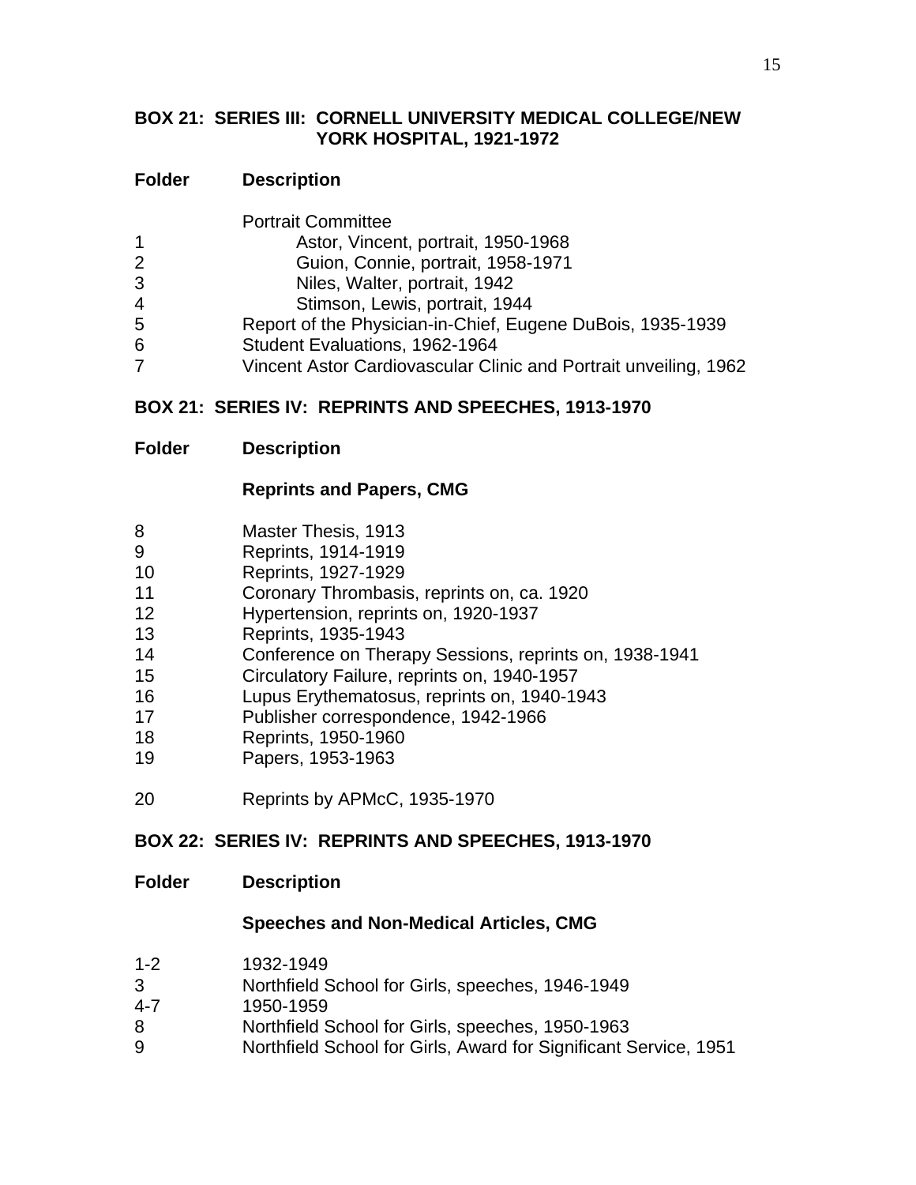## BOX 21: SERIES III: CORNELL UNIVERSITY MEDICAL COLLEGE/NEW YORK HOSPITAL, 1921-1972

| Folder | Description |
|---|---|
| | Portrait Committee |
| 1 | Astor, Vincent, portrait, 1950-1968 |
| 2 | Guion, Connie, portrait, 1958-1971 |
| 3 | Niles, Walter, portrait, 1942 |
| 4 | Stimson, Lewis, portrait, 1944 |
| 5 | Report of the Physician-in-Chief, Eugene DuBois, 1935-1939 |
| 6 | Student Evaluations, 1962-1964 |
| 7 | Vincent Astor Cardiovascular Clinic and Portrait unveiling, 1962 |

## BOX 21: SERIES IV: REPRINTS AND SPEECHES, 1913-1970

| Folder | Description |
|---|---|
| | **Reprints and Papers, CMG** |
| 8 | Master Thesis, 1913 |
| 9 | Reprints, 1914-1919 |
| 10 | Reprints, 1927-1929 |
| 11 | Coronary Thrombasis, reprints on, ca. 1920 |
| 12 | Hypertension, reprints on, 1920-1937 |
| 13 | Reprints, 1935-1943 |
| 14 | Conference on Therapy Sessions, reprints on, 1938-1941 |
| 15 | Circulatory Failure, reprints on, 1940-1957 |
| 16 | Lupus Erythematosus, reprints on, 1940-1943 |
| 17 | Publisher correspondence, 1942-1966 |
| 18 | Reprints, 1950-1960 |
| 19 | Papers, 1953-1963 |
| 20 | Reprints by APMcC, 1935-1970 |

## BOX 22: SERIES IV: REPRINTS AND SPEECHES, 1913-1970

| Folder | Description |
|---|---|
| | **Speeches and Non-Medical Articles, CMG** |
| 1-2 | 1932-1949 |
| 3 | Northfield School for Girls, speeches, 1946-1949 |
| 4-7 | 1950-1959 |
| 8 | Northfield School for Girls, speeches, 1950-1963 |
| 9 | Northfield School for Girls, Award for Significant Service, 1951 |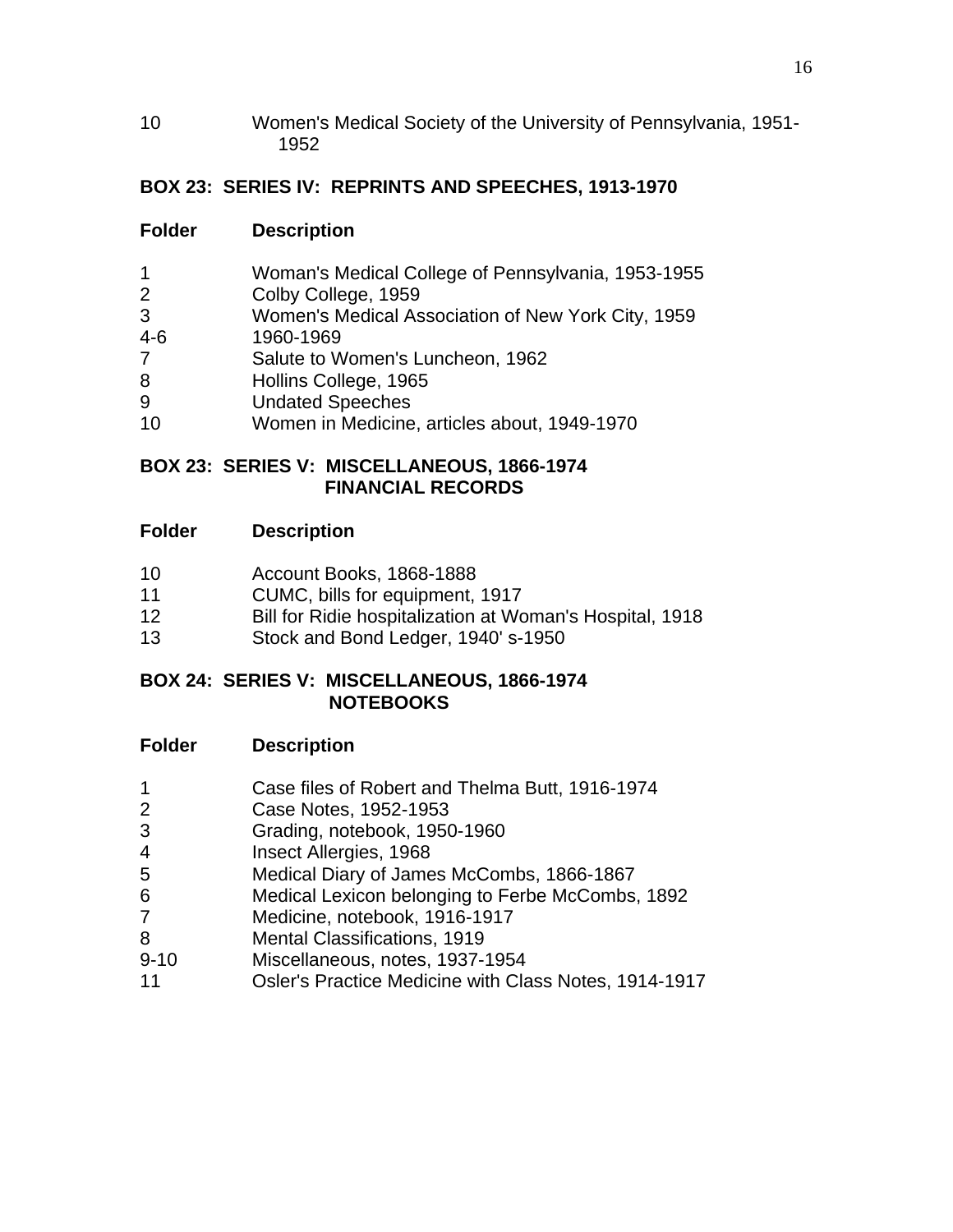| | |
|---|---|
| 10 | Women's Medical Society of the University of Pennsylvania, 1951-1952 |

## BOX 23: SERIES IV: REPRINTS AND SPEECHES, 1913-1970

| Folder | Description |
|---|---|
| 1 | Woman's Medical College of Pennsylvania, 1953-1955 |
| 2 | Colby College, 1959 |
| 3 | Women's Medical Association of New York City, 1959 |
| 4-6 | 1960-1969 |
| 7 | Salute to Women's Luncheon, 1962 |
| 8 | Hollins College, 1965 |
| 9 | Undated Speeches |
| 10 | Women in Medicine, articles about, 1949-1970 |

## BOX 23: SERIES V: MISCELLANEOUS, 1866-1974
## FINANCIAL RECORDS

| Folder | Description |
|---|---|
| 10 | Account Books, 1868-1888 |
| 11 | CUMC, bills for equipment, 1917 |
| 12 | Bill for Ridie hospitalization at Woman's Hospital, 1918 |
| 13 | Stock and Bond Ledger, 1940' s-1950 |

## BOX 24: SERIES V: MISCELLANEOUS, 1866-1974
## NOTEBOOKS

| Folder | Description |
|---|---|
| 1 | Case files of Robert and Thelma Butt, 1916-1974 |
| 2 | Case Notes, 1952-1953 |
| 3 | Grading, notebook, 1950-1960 |
| 4 | Insect Allergies, 1968 |
| 5 | Medical Diary of James McCombs, 1866-1867 |
| 6 | Medical Lexicon belonging to Ferbe McCombs, 1892 |
| 7 | Medicine, notebook, 1916-1917 |
| 8 | Mental Classifications, 1919 |
| 9-10 | Miscellaneous, notes, 1937-1954 |
| 11 | Osler's Practice Medicine with Class Notes, 1914-1917 |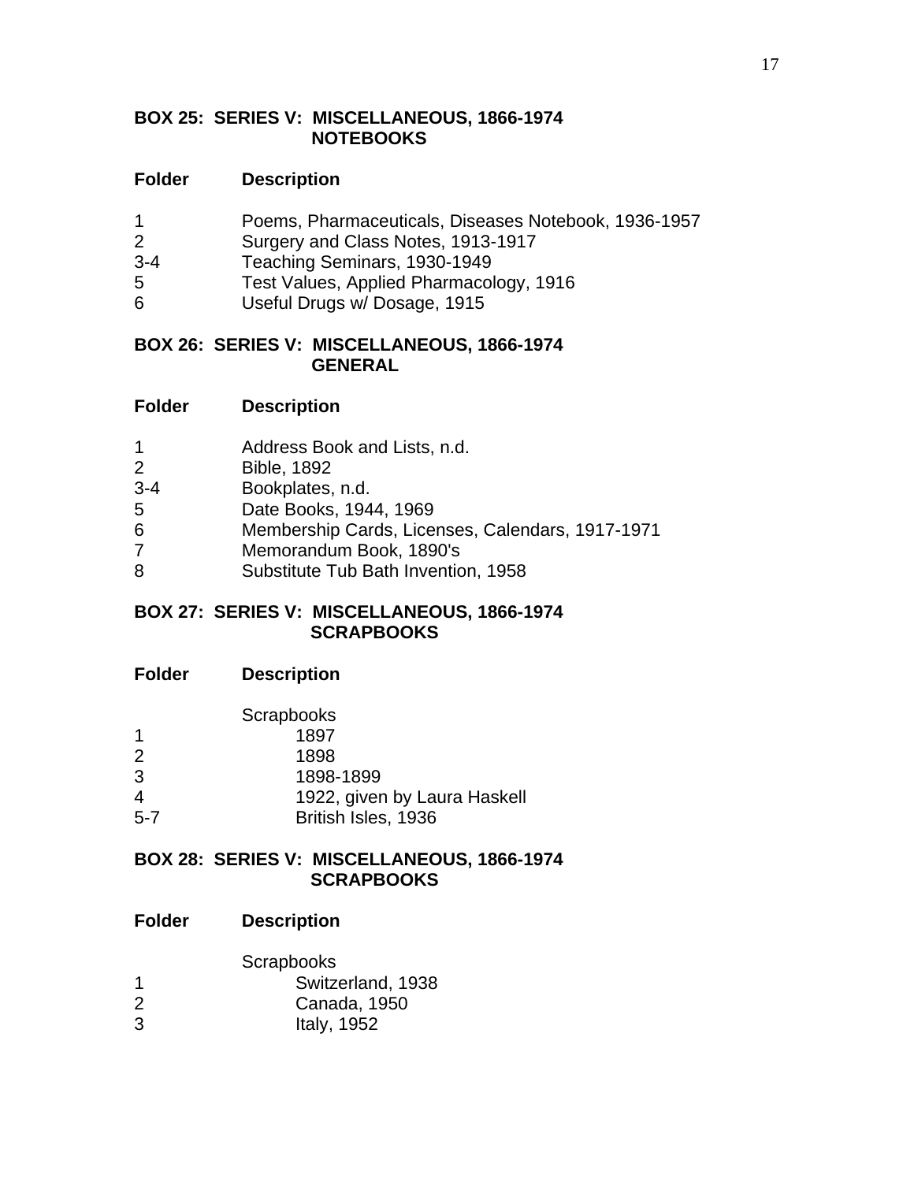## BOX 25: SERIES V: MISCELLANEOUS, 1866-1974
## NOTEBOOKS

| Folder | Description |
|---|---|
| 1 | Poems, Pharmaceuticals, Diseases Notebook, 1936-1957 |
| 2 | Surgery and Class Notes, 1913-1917 |
| 3-4 | Teaching Seminars, 1930-1949 |
| 5 | Test Values, Applied Pharmacology, 1916 |
| 6 | Useful Drugs w/ Dosage, 1915 |

## BOX 26: SERIES V: MISCELLANEOUS, 1866-1974
## GENERAL

| Folder | Description |
|---|---|
| 1 | Address Book and Lists, n.d. |
| 2 | Bible, 1892 |
| 3-4 | Bookplates, n.d. |
| 5 | Date Books, 1944, 1969 |
| 6 | Membership Cards, Licenses, Calendars, 1917-1971 |
| 7 | Memorandum Book, 1890's |
| 8 | Substitute Tub Bath Invention, 1958 |

## BOX 27: SERIES V: MISCELLANEOUS, 1866-1974
## SCRAPBOOKS

| Folder | Description |
|---|---|
| | Scrapbooks |
| 1 | 1897 |
| 2 | 1898 |
| 3 | 1898-1899 |
| 4 | 1922, given by Laura Haskell |
| 5-7 | British Isles, 1936 |

## BOX 28: SERIES V: MISCELLANEOUS, 1866-1974
## SCRAPBOOKS

| Folder | Description |
|---|---|
| | Scrapbooks |
| 1 | Switzerland, 1938 |
| 2 | Canada, 1950 |
| 3 | Italy, 1952 |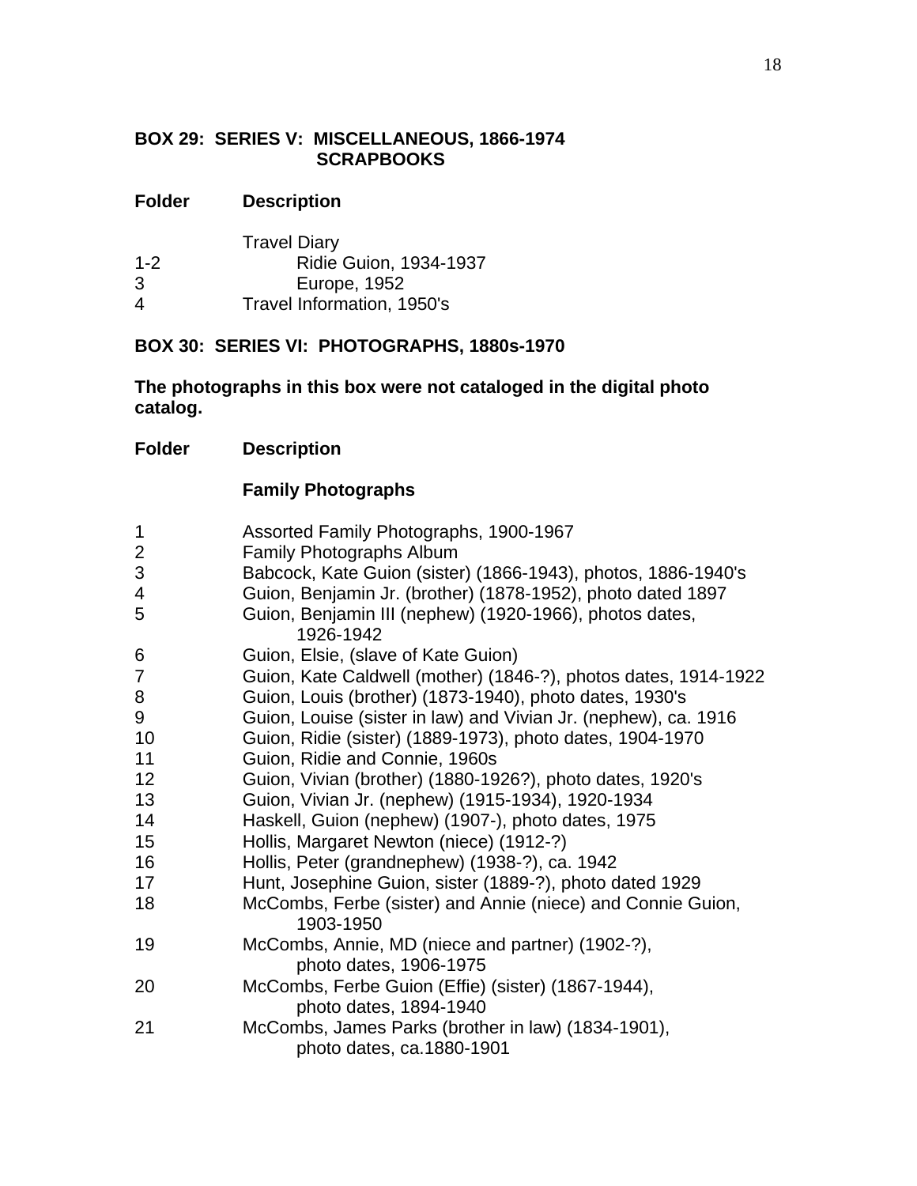## BOX 29: SERIES V: MISCELLANEOUS, 1866-1974
## SCRAPBOOKS

| Folder | Description |
| --- | --- |
| | Travel Diary |
| 1-2 | Ridie Guion, 1934-1937 |
| 3 | Europe, 1952 |
| 4 | Travel Information, 1950's |

## BOX 30: SERIES VI: PHOTOGRAPHS, 1880s-1970

**The photographs in this box were not cataloged in the digital photo catalog.**

| Folder | Description |
| --- | --- |
| | **Family Photographs** |
| 1 | Assorted Family Photographs, 1900-1967 |
| 2 | Family Photographs Album |
| 3 | Babcock, Kate Guion (sister) (1866-1943), photos, 1886-1940's |
| 4 | Guion, Benjamin Jr. (brother) (1878-1952), photo dated 1897 |
| 5 | Guion, Benjamin III (nephew) (1920-1966), photos dates, 1926-1942 |
| 6 | Guion, Elsie, (slave of Kate Guion) |
| 7 | Guion, Kate Caldwell (mother) (1846-?), photos dates, 1914-1922 |
| 8 | Guion, Louis (brother) (1873-1940), photo dates, 1930's |
| 9 | Guion, Louise (sister in law) and Vivian Jr. (nephew), ca. 1916 |
| 10 | Guion, Ridie (sister) (1889-1973), photo dates, 1904-1970 |
| 11 | Guion, Ridie and Connie, 1960s |
| 12 | Guion, Vivian (brother) (1880-1926?), photo dates, 1920's |
| 13 | Guion, Vivian Jr. (nephew) (1915-1934), 1920-1934 |
| 14 | Haskell, Guion (nephew) (1907-), photo dates, 1975 |
| 15 | Hollis, Margaret Newton (niece) (1912-?) |
| 16 | Hollis, Peter (grandnephew) (1938-?), ca. 1942 |
| 17 | Hunt, Josephine Guion, sister (1889-?), photo dated 1929 |
| 18 | McCombs, Ferbe (sister) and Annie (niece) and Connie Guion, 1903-1950 |
| 19 | McCombs, Annie, MD (niece and partner) (1902-?), photo dates, 1906-1975 |
| 20 | McCombs, Ferbe Guion (Effie) (sister) (1867-1944), photo dates, 1894-1940 |
| 21 | McCombs, James Parks (brother in law) (1834-1901), photo dates, ca.1880-1901 |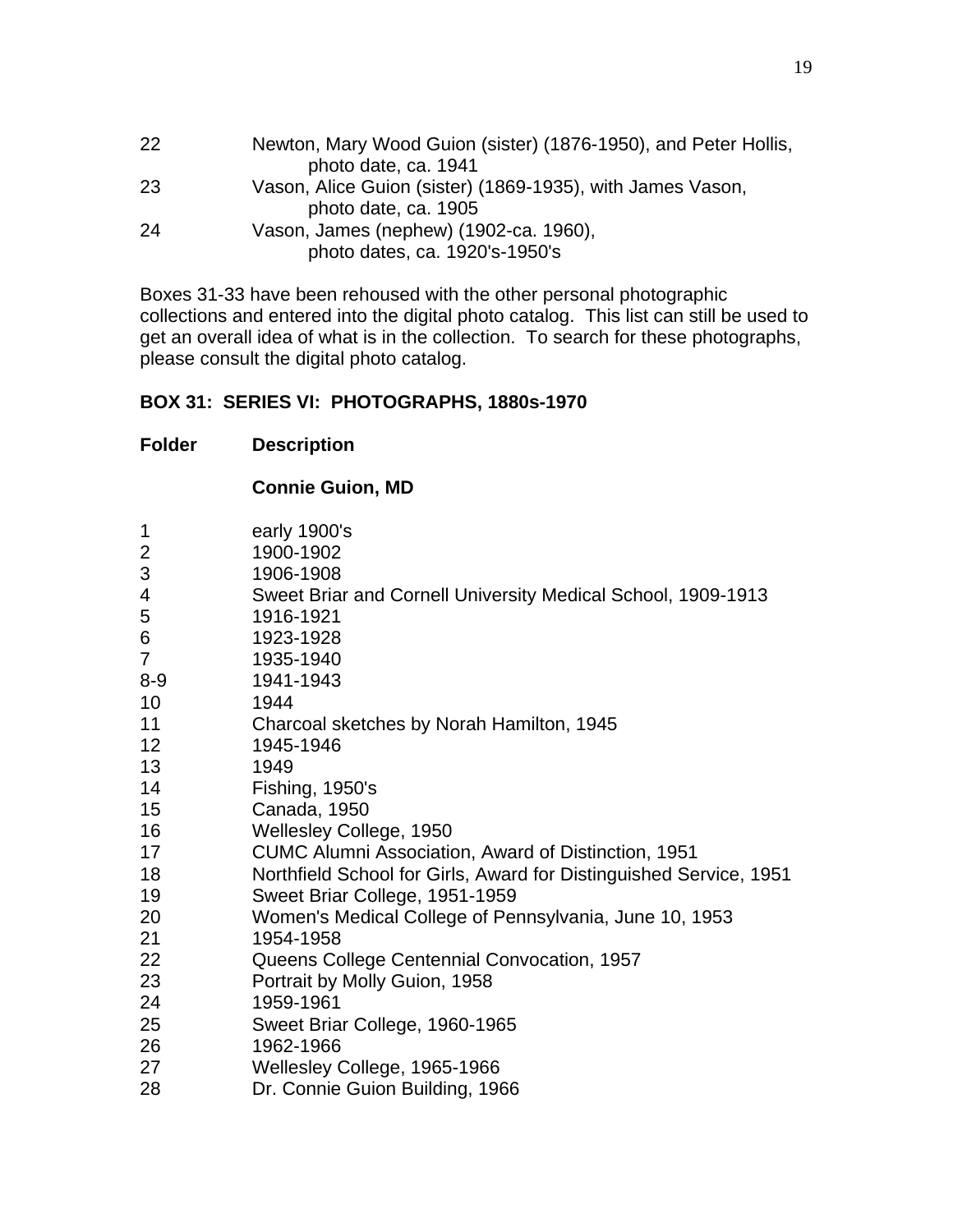| | |
|---|---|
| 22 | Newton, Mary Wood Guion (sister) (1876-1950), and Peter Hollis, photo date, ca. 1941 |
| 23 | Vason, Alice Guion (sister) (1869-1935), with James Vason, photo date, ca. 1905 |
| 24 | Vason, James (nephew) (1902-ca. 1960), photo dates, ca. 1920's-1950's |

Boxes 31-33 have been rehoused with the other personal photographic collections and entered into the digital photo catalog. This list can still be used to get an overall idea of what is in the collection. To search for these photographs, please consult the digital photo catalog.

**BOX 31: SERIES VI: PHOTOGRAPHS, 1880s-1970**

| **Folder** | **Description** |
|---|---|
| | **Connie Guion, MD** |
| 1 | early 1900's |
| 2 | 1900-1902 |
| 3 | 1906-1908 |
| 4 | Sweet Briar and Cornell University Medical School, 1909-1913 |
| 5 | 1916-1921 |
| 6 | 1923-1928 |
| 7 | 1935-1940 |
| 8-9 | 1941-1943 |
| 10 | 1944 |
| 11 | Charcoal sketches by Norah Hamilton, 1945 |
| 12 | 1945-1946 |
| 13 | 1949 |
| 14 | Fishing, 1950's |
| 15 | Canada, 1950 |
| 16 | Wellesley College, 1950 |
| 17 | CUMC Alumni Association, Award of Distinction, 1951 |
| 18 | Northfield School for Girls, Award for Distinguished Service, 1951 |
| 19 | Sweet Briar College, 1951-1959 |
| 20 | Women's Medical College of Pennsylvania, June 10, 1953 |
| 21 | 1954-1958 |
| 22 | Queens College Centennial Convocation, 1957 |
| 23 | Portrait by Molly Guion, 1958 |
| 24 | 1959-1961 |
| 25 | Sweet Briar College, 1960-1965 |
| 26 | 1962-1966 |
| 27 | Wellesley College, 1965-1966 |
| 28 | Dr. Connie Guion Building, 1966 |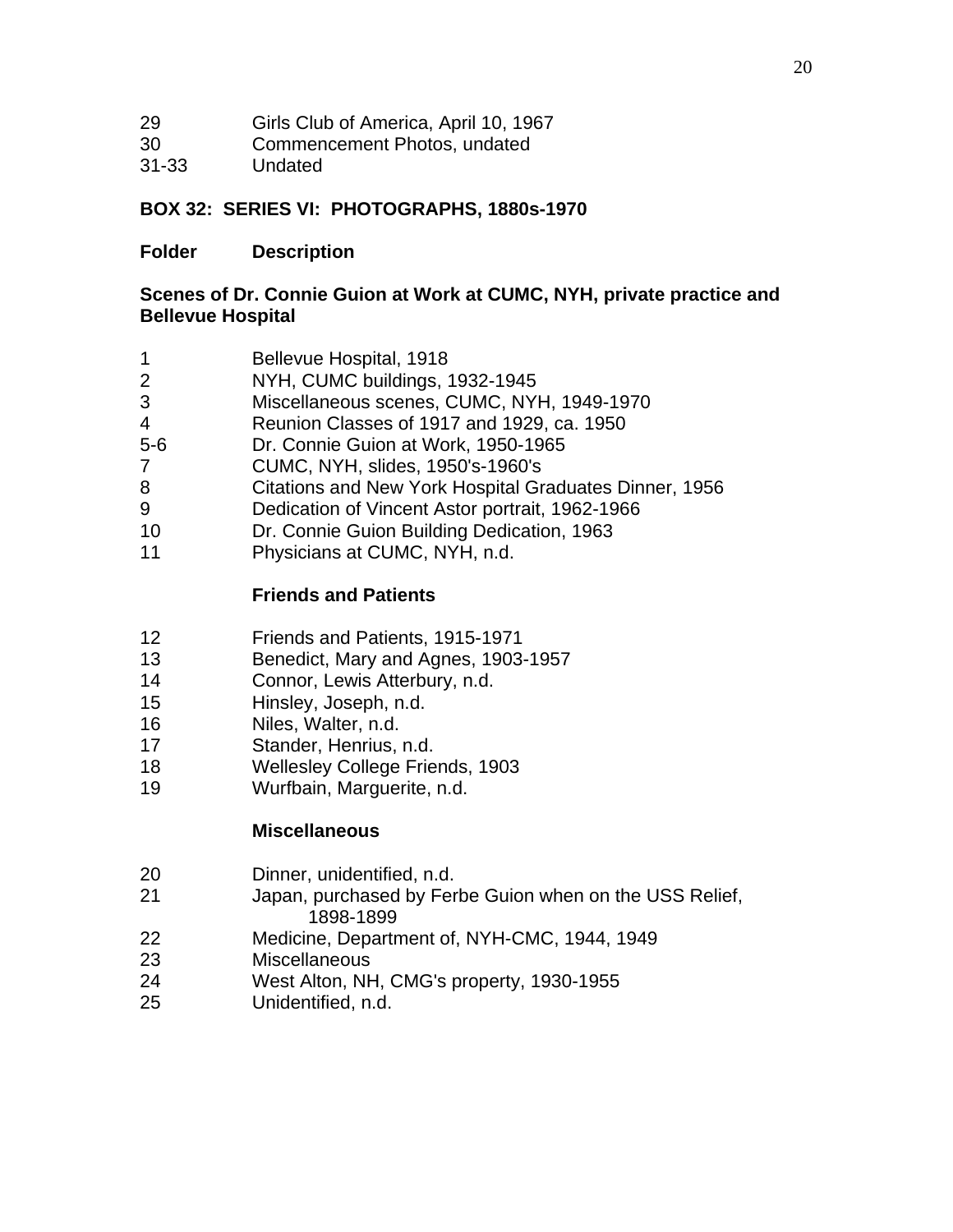| | |
|---|---|
| 29 | Girls Club of America, April 10, 1967 |
| 30 | Commencement Photos, undated |
| 31-33 | Undated |

**BOX 32: SERIES VI: PHOTOGRAPHS, 1880s-1970**

| Folder | Description |
|---|---|
| | **Scenes of Dr. Connie Guion at Work at CUMC, NYH, private practice and Bellevue Hospital** |
| 1 | Bellevue Hospital, 1918 |
| 2 | NYH, CUMC buildings, 1932-1945 |
| 3 | Miscellaneous scenes, CUMC, NYH, 1949-1970 |
| 4 | Reunion Classes of 1917 and 1929, ca. 1950 |
| 5-6 | Dr. Connie Guion at Work, 1950-1965 |
| 7 | CUMC, NYH, slides, 1950's-1960's |
| 8 | Citations and New York Hospital Graduates Dinner, 1956 |
| 9 | Dedication of Vincent Astor portrait, 1962-1966 |
| 10 | Dr. Connie Guion Building Dedication, 1963 |
| 11 | Physicians at CUMC, NYH, n.d. |
| | **Friends and Patients** |
| 12 | Friends and Patients, 1915-1971 |
| 13 | Benedict, Mary and Agnes, 1903-1957 |
| 14 | Connor, Lewis Atterbury, n.d. |
| 15 | Hinsley, Joseph, n.d. |
| 16 | Niles, Walter, n.d. |
| 17 | Stander, Henrius, n.d. |
| 18 | Wellesley College Friends, 1903 |
| 19 | Wurfbain, Marguerite, n.d. |
| | **Miscellaneous** |
| 20 | Dinner, unidentified, n.d. |
| 21 | Japan, purchased by Ferbe Guion when on the USS Relief, 1898-1899 |
| 22 | Medicine, Department of, NYH-CMC, 1944, 1949 |
| 23 | Miscellaneous |
| 24 | West Alton, NH, CMG's property, 1930-1955 |
| 25 | Unidentified, n.d. |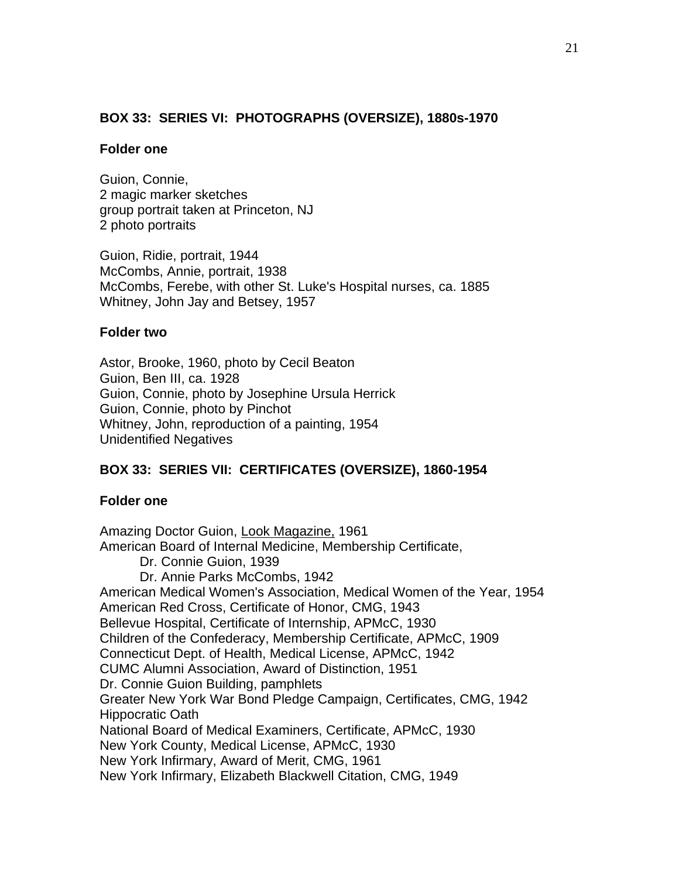## BOX 33: SERIES VI: PHOTOGRAPHS (OVERSIZE), 1880s-1970

### Folder one

Guion, Connie,
2 magic marker sketches
group portrait taken at Princeton, NJ
2 photo portraits

Guion, Ridie, portrait, 1944
McCombs, Annie, portrait, 1938
McCombs, Ferebe, with other St. Luke's Hospital nurses, ca. 1885
Whitney, John Jay and Betsey, 1957

### Folder two

Astor, Brooke, 1960, photo by Cecil Beaton
Guion, Ben III, ca. 1928
Guion, Connie, photo by Josephine Ursula Herrick
Guion, Connie, photo by Pinchot
Whitney, John, reproduction of a painting, 1954
Unidentified Negatives

## BOX 33: SERIES VII: CERTIFICATES (OVERSIZE), 1860-1954

### Folder one

Amazing Doctor Guion, Look Magazine, 1961
American Board of Internal Medicine, Membership Certificate,
    Dr. Connie Guion, 1939
    Dr. Annie Parks McCombs, 1942
American Medical Women's Association, Medical Women of the Year, 1954
American Red Cross, Certificate of Honor, CMG, 1943
Bellevue Hospital, Certificate of Internship, APMcC, 1930
Children of the Confederacy, Membership Certificate, APMcC, 1909
Connecticut Dept. of Health, Medical License, APMcC, 1942
CUMC Alumni Association, Award of Distinction, 1951
Dr. Connie Guion Building, pamphlets
Greater New York War Bond Pledge Campaign, Certificates, CMG, 1942
Hippocratic Oath
National Board of Medical Examiners, Certificate, APMcC, 1930
New York County, Medical License, APMcC, 1930
New York Infirmary, Award of Merit, CMG, 1961
New York Infirmary, Elizabeth Blackwell Citation, CMG, 1949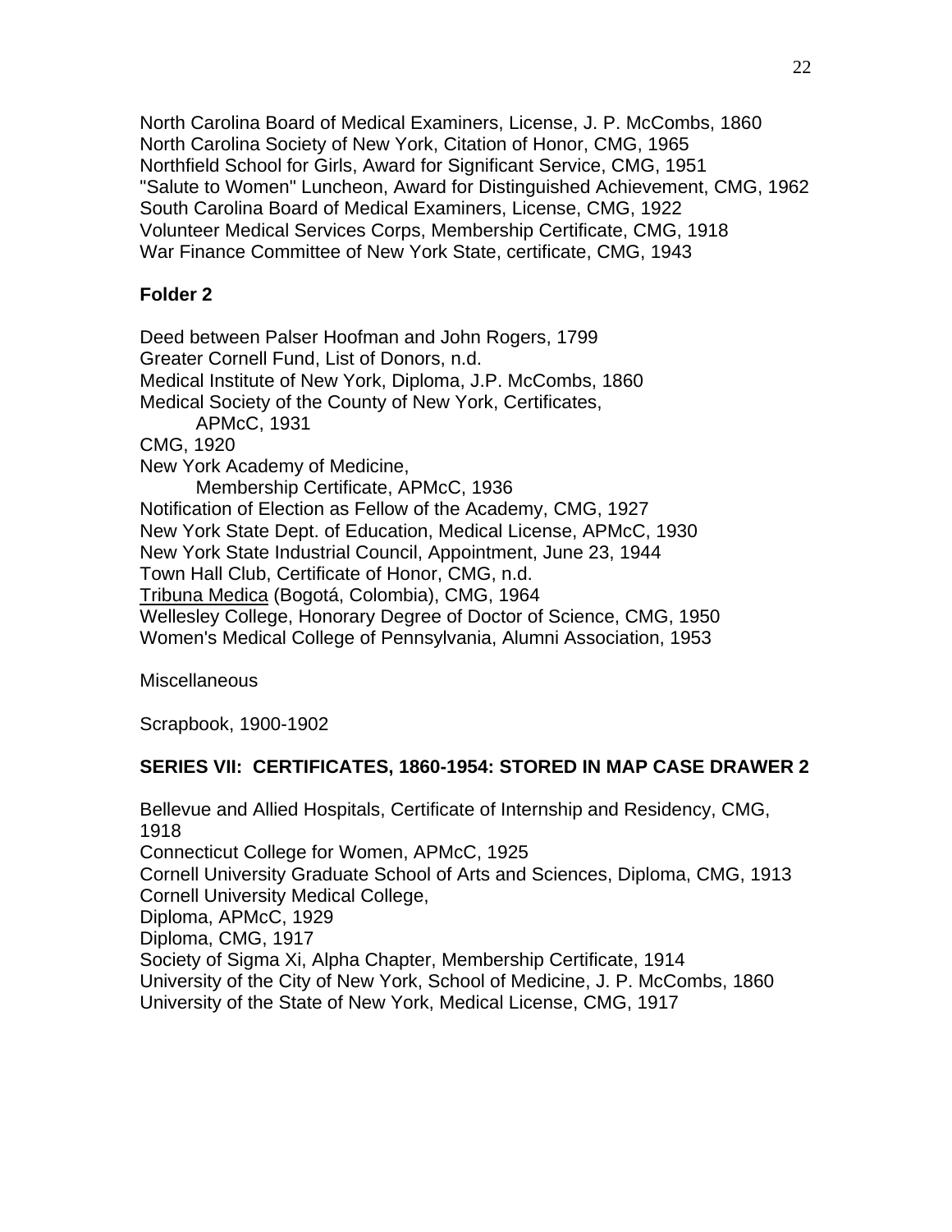North Carolina Board of Medical Examiners, License, J. P. McCombs, 1860
North Carolina Society of New York, Citation of Honor, CMG, 1965
Northfield School for Girls, Award for Significant Service, CMG, 1951
"Salute to Women" Luncheon, Award for Distinguished Achievement, CMG, 1962
South Carolina Board of Medical Examiners, License, CMG, 1922
Volunteer Medical Services Corps, Membership Certificate, CMG, 1918
War Finance Committee of New York State, certificate, CMG, 1943

**Folder 2**

Deed between Palser Hoofman and John Rogers, 1799
Greater Cornell Fund, List of Donors, n.d.
Medical Institute of New York, Diploma, J.P. McCombs, 1860
Medical Society of the County of New York, Certificates,
    APMcC, 1931
CMG, 1920
New York Academy of Medicine,
    Membership Certificate, APMcC, 1936
Notification of Election as Fellow of the Academy, CMG, 1927
New York State Dept. of Education, Medical License, APMcC, 1930
New York State Industrial Council, Appointment, June 23, 1944
Town Hall Club, Certificate of Honor, CMG, n.d.
<u>Tribuna Medica</u> (Bogotá, Colombia), CMG, 1964
Wellesley College, Honorary Degree of Doctor of Science, CMG, 1950
Women's Medical College of Pennsylvania, Alumni Association, 1953

Miscellaneous

Scrapbook, 1900-1902

**SERIES VII: CERTIFICATES, 1860-1954: STORED IN MAP CASE DRAWER 2**

Bellevue and Allied Hospitals, Certificate of Internship and Residency, CMG, 1918
Connecticut College for Women, APMcC, 1925
Cornell University Graduate School of Arts and Sciences, Diploma, CMG, 1913
Cornell University Medical College,
Diploma, APMcC, 1929
Diploma, CMG, 1917
Society of Sigma Xi, Alpha Chapter, Membership Certificate, 1914
University of the City of New York, School of Medicine, J. P. McCombs, 1860
University of the State of New York, Medical License, CMG, 1917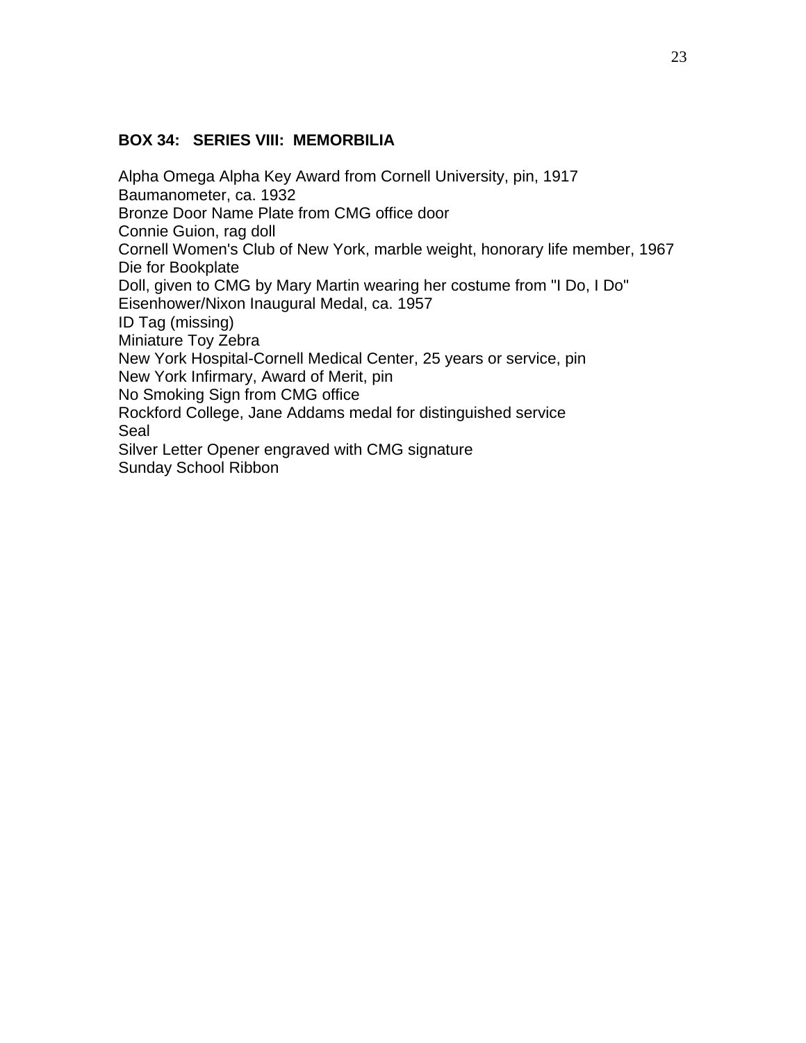**BOX 34: SERIES VIII: MEMORBILIA**

Alpha Omega Alpha Key Award from Cornell University, pin, 1917
Baumanometer, ca. 1932
Bronze Door Name Plate from CMG office door
Connie Guion, rag doll
Cornell Women's Club of New York, marble weight, honorary life member, 1967
Die for Bookplate
Doll, given to CMG by Mary Martin wearing her costume from "I Do, I Do"
Eisenhower/Nixon Inaugural Medal, ca. 1957
ID Tag (missing)
Miniature Toy Zebra
New York Hospital-Cornell Medical Center, 25 years or service, pin
New York Infirmary, Award of Merit, pin
No Smoking Sign from CMG office
Rockford College, Jane Addams medal for distinguished service
Seal
Silver Letter Opener engraved with CMG signature
Sunday School Ribbon